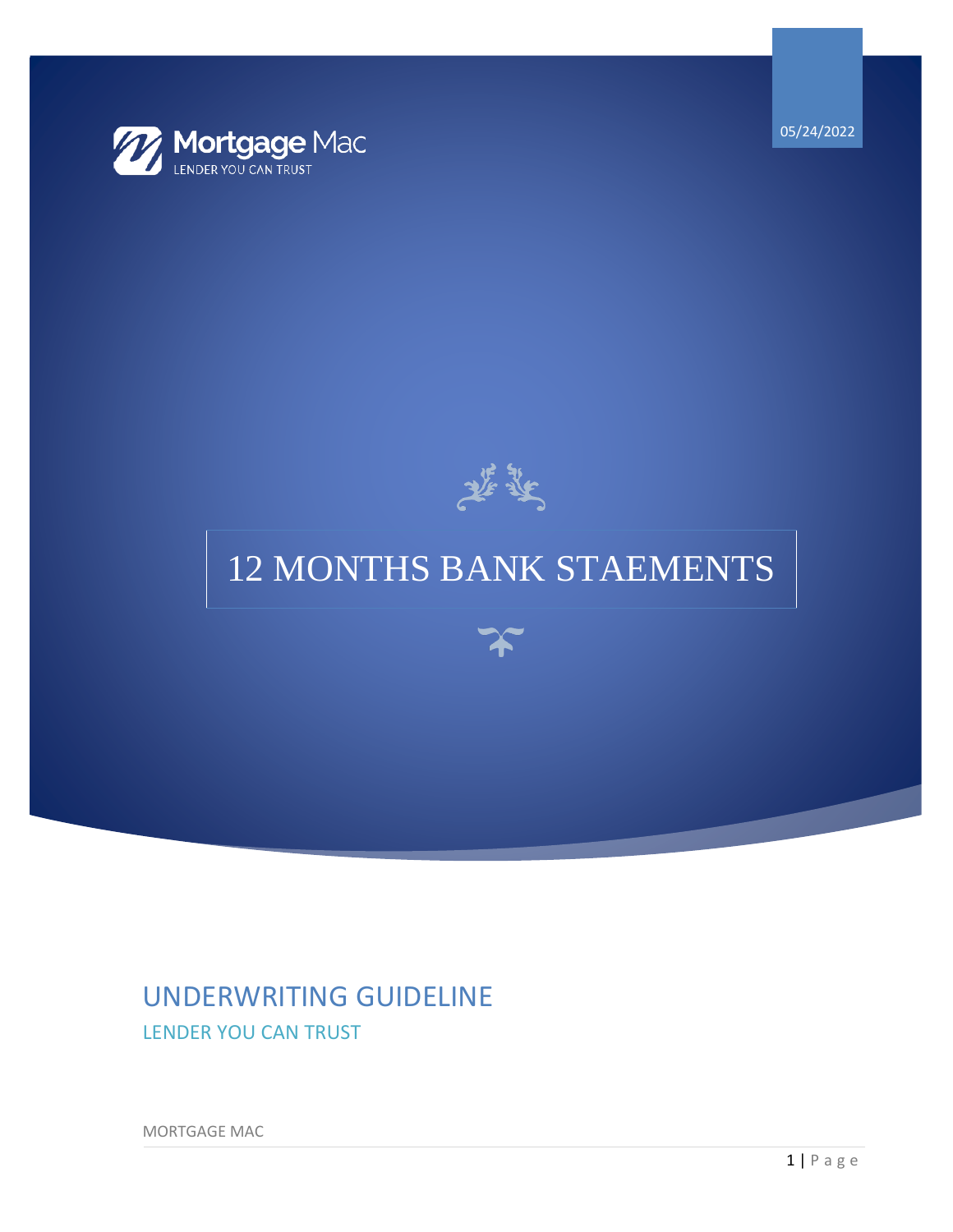05/24/2022

Mortgage Mac
LENDER YOU CAN TRUST

# 12 MONTHS BANK STAEMENTS

## UNDERWRITING GUIDELINE

LENDER YOU CAN TRUST

MORTGAGE MAC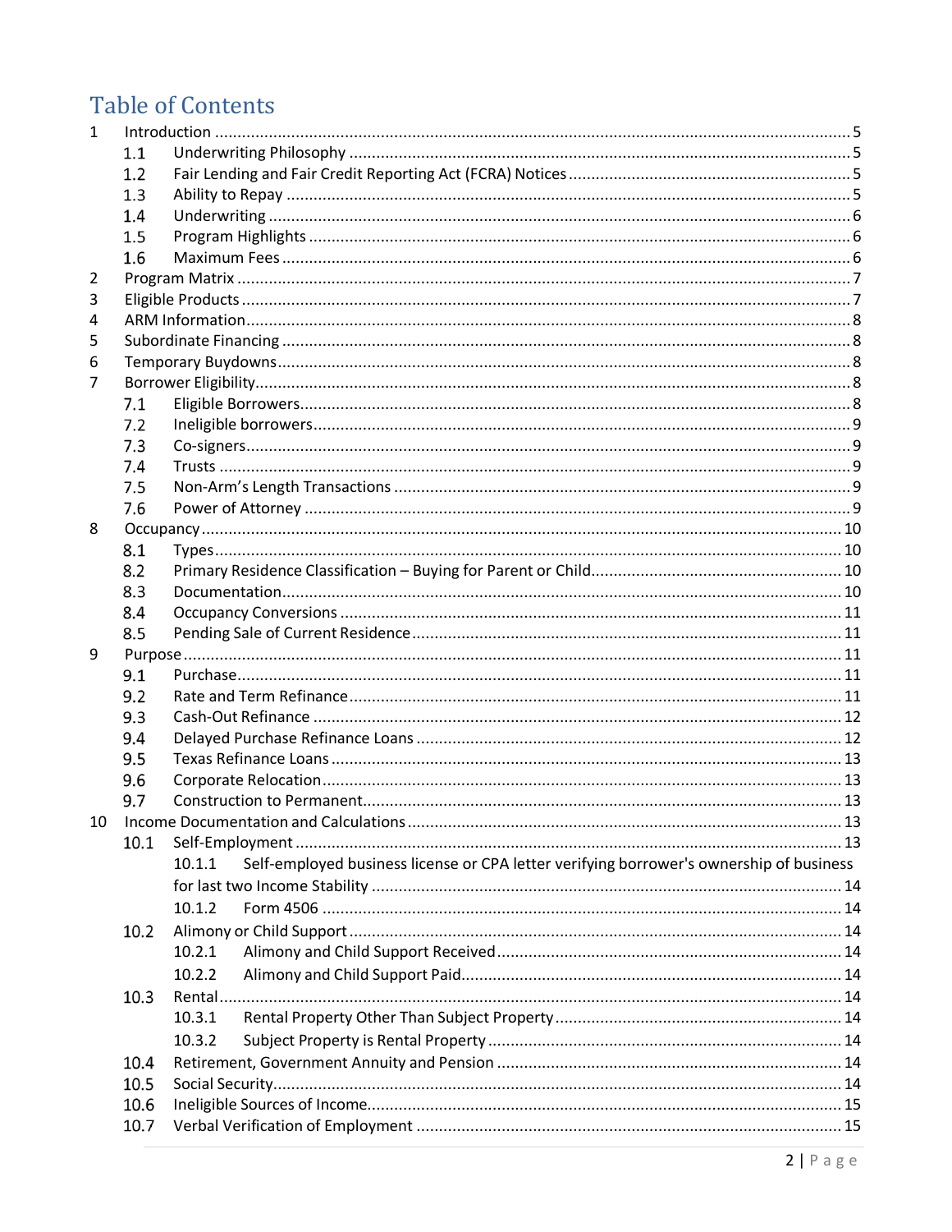# Table of Contents

- 1 Introduction ........ 5
  - 1.1 Underwriting Philosophy ........ 5
  - 1.2 Fair Lending and Fair Credit Reporting Act (FCRA) Notices ........ 5
  - 1.3 Ability to Repay ........ 5
  - 1.4 Underwriting ........ 6
  - 1.5 Program Highlights ........ 6
  - 1.6 Maximum Fees ........ 6
- 2 Program Matrix ........ 7
- 3 Eligible Products ........ 7
- 4 ARM Information ........ 8
- 5 Subordinate Financing ........ 8
- 6 Temporary Buydowns ........ 8
- 7 Borrower Eligibility ........ 8
  - 7.1 Eligible Borrowers ........ 8
  - 7.2 Ineligible borrowers ........ 9
  - 7.3 Co-signers ........ 9
  - 7.4 Trusts ........ 9
  - 7.5 Non-Arm's Length Transactions ........ 9
  - 7.6 Power of Attorney ........ 9
- 8 Occupancy ........ 10
  - 8.1 Types ........ 10
  - 8.2 Primary Residence Classification – Buying for Parent or Child ........ 10
  - 8.3 Documentation ........ 10
  - 8.4 Occupancy Conversions ........ 11
  - 8.5 Pending Sale of Current Residence ........ 11
- 9 Purpose ........ 11
  - 9.1 Purchase ........ 11
  - 9.2 Rate and Term Refinance ........ 11
  - 9.3 Cash-Out Refinance ........ 12
  - 9.4 Delayed Purchase Refinance Loans ........ 12
  - 9.5 Texas Refinance Loans ........ 13
  - 9.6 Corporate Relocation ........ 13
  - 9.7 Construction to Permanent ........ 13
- 10 Income Documentation and Calculations ........ 13
  - 10.1 Self-Employment ........ 13
    - 10.1.1 Self-employed business license or CPA letter verifying borrower's ownership of business for last two Income Stability ........ 14
    - 10.1.2 Form 4506 ........ 14
  - 10.2 Alimony or Child Support ........ 14
    - 10.2.1 Alimony and Child Support Received ........ 14
    - 10.2.2 Alimony and Child Support Paid ........ 14
  - 10.3 Rental ........ 14
    - 10.3.1 Rental Property Other Than Subject Property ........ 14
    - 10.3.2 Subject Property is Rental Property ........ 14
  - 10.4 Retirement, Government Annuity and Pension ........ 14
  - 10.5 Social Security ........ 14
  - 10.6 Ineligible Sources of Income ........ 15
  - 10.7 Verbal Verification of Employment ........ 15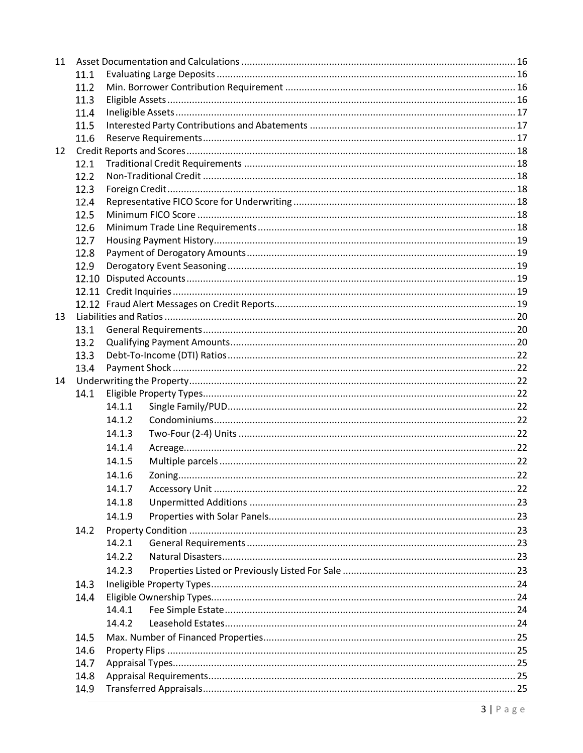- 11 Asset Documentation and Calculations ... 16
  - 11.1 Evaluating Large Deposits ... 16
  - 11.2 Min. Borrower Contribution Requirement ... 16
  - 11.3 Eligible Assets ... 16
  - 11.4 Ineligible Assets ... 17
  - 11.5 Interested Party Contributions and Abatements ... 17
  - 11.6 Reserve Requirements ... 17
- 12 Credit Reports and Scores ... 18
  - 12.1 Traditional Credit Requirements ... 18
  - 12.2 Non-Traditional Credit ... 18
  - 12.3 Foreign Credit ... 18
  - 12.4 Representative FICO Score for Underwriting ... 18
  - 12.5 Minimum FICO Score ... 18
  - 12.6 Minimum Trade Line Requirements ... 18
  - 12.7 Housing Payment History ... 19
  - 12.8 Payment of Derogatory Amounts ... 19
  - 12.9 Derogatory Event Seasoning ... 19
  - 12.10 Disputed Accounts ... 19
  - 12.11 Credit Inquiries ... 19
  - 12.12 Fraud Alert Messages on Credit Reports ... 19
- 13 Liabilities and Ratios ... 20
  - 13.1 General Requirements ... 20
  - 13.2 Qualifying Payment Amounts ... 20
  - 13.3 Debt-To-Income (DTI) Ratios ... 22
  - 13.4 Payment Shock ... 22
- 14 Underwriting the Property ... 22
  - 14.1 Eligible Property Types ... 22
    - 14.1.1 Single Family/PUD ... 22
    - 14.1.2 Condominiums ... 22
    - 14.1.3 Two-Four (2-4) Units ... 22
    - 14.1.4 Acreage ... 22
    - 14.1.5 Multiple parcels ... 22
    - 14.1.6 Zoning ... 22
    - 14.1.7 Accessory Unit ... 22
    - 14.1.8 Unpermitted Additions ... 23
    - 14.1.9 Properties with Solar Panels ... 23
  - 14.2 Property Condition ... 23
    - 14.2.1 General Requirements ... 23
    - 14.2.2 Natural Disasters ... 23
    - 14.2.3 Properties Listed or Previously Listed For Sale ... 23
  - 14.3 Ineligible Property Types ... 24
  - 14.4 Eligible Ownership Types ... 24
    - 14.4.1 Fee Simple Estate ... 24
    - 14.4.2 Leasehold Estates ... 24
  - 14.5 Max. Number of Financed Properties ... 25
  - 14.6 Property Flips ... 25
  - 14.7 Appraisal Types ... 25
  - 14.8 Appraisal Requirements ... 25
  - 14.9 Transferred Appraisals ... 25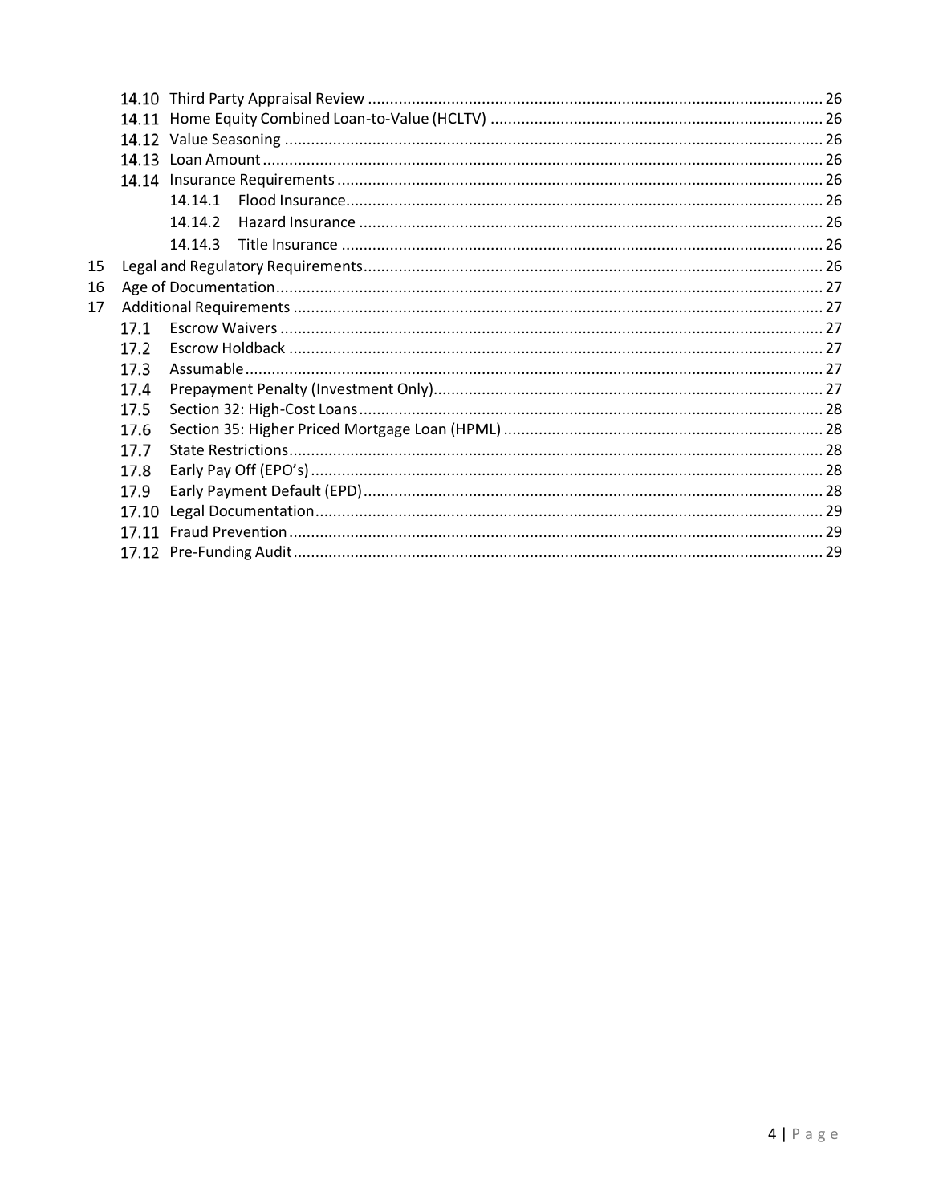14.10 Third Party Appraisal Review ........................................................................................................ 26
14.11 Home Equity Combined Loan-to-Value (HCLTV) ............................................................................ 26
14.12 Value Seasoning ........................................................................................................................... 26
14.13 Loan Amount ................................................................................................................................ 26
14.14 Insurance Requirements ............................................................................................................... 26
14.14.1 Flood Insurance............................................................................................................. 26
14.14.2 Hazard Insurance .......................................................................................................... 26
14.14.3 Title Insurance .............................................................................................................. 26
15 Legal and Regulatory Requirements......................................................................................................... 26
16 Age of Documentation............................................................................................................................. 27
17 Additional Requirements ......................................................................................................................... 27
17.1 Escrow Waivers ............................................................................................................................ 27
17.2 Escrow Holdback .......................................................................................................................... 27
17.3 Assumable .................................................................................................................................... 27
17.4 Prepayment Penalty (Investment Only).......................................................................................... 27
17.5 Section 32: High-Cost Loans ........................................................................................................... 28
17.6 Section 35: Higher Priced Mortgage Loan (HPML) ......................................................................... 28
17.7 State Restrictions.......................................................................................................................... 28
17.8 Early Pay Off (EPO's) ..................................................................................................................... 28
17.9 Early Payment Default (EPD) .......................................................................................................... 28
17.10 Legal Documentation.................................................................................................................... 29
17.11 Fraud Prevention .......................................................................................................................... 29
17.12 Pre-Funding Audit......................................................................................................................... 29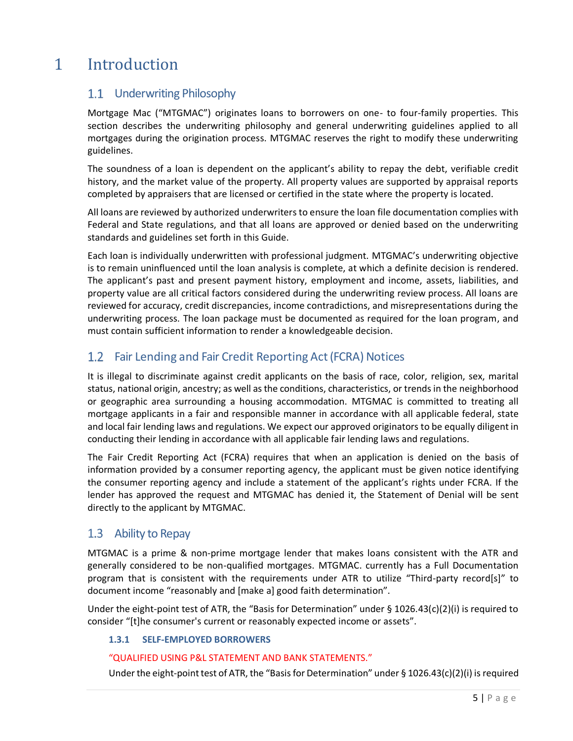# 1 Introduction

## 1.1 Underwriting Philosophy

Mortgage Mac ("MTGMAC") originates loans to borrowers on one- to four-family properties. This section describes the underwriting philosophy and general underwriting guidelines applied to all mortgages during the origination process. MTGMAC reserves the right to modify these underwriting guidelines.

The soundness of a loan is dependent on the applicant's ability to repay the debt, verifiable credit history, and the market value of the property. All property values are supported by appraisal reports completed by appraisers that are licensed or certified in the state where the property is located.

All loans are reviewed by authorized underwriters to ensure the loan file documentation complies with Federal and State regulations, and that all loans are approved or denied based on the underwriting standards and guidelines set forth in this Guide.

Each loan is individually underwritten with professional judgment. MTGMAC's underwriting objective is to remain uninfluenced until the loan analysis is complete, at which a definite decision is rendered. The applicant's past and present payment history, employment and income, assets, liabilities, and property value are all critical factors considered during the underwriting review process. All loans are reviewed for accuracy, credit discrepancies, income contradictions, and misrepresentations during the underwriting process. The loan package must be documented as required for the loan program, and must contain sufficient information to render a knowledgeable decision.

## 1.2 Fair Lending and Fair Credit Reporting Act (FCRA) Notices

It is illegal to discriminate against credit applicants on the basis of race, color, religion, sex, marital status, national origin, ancestry; as well as the conditions, characteristics, or trends in the neighborhood or geographic area surrounding a housing accommodation. MTGMAC is committed to treating all mortgage applicants in a fair and responsible manner in accordance with all applicable federal, state and local fair lending laws and regulations. We expect our approved originators to be equally diligent in conducting their lending in accordance with all applicable fair lending laws and regulations.

The Fair Credit Reporting Act (FCRA) requires that when an application is denied on the basis of information provided by a consumer reporting agency, the applicant must be given notice identifying the consumer reporting agency and include a statement of the applicant's rights under FCRA. If the lender has approved the request and MTGMAC has denied it, the Statement of Denial will be sent directly to the applicant by MTGMAC.

## 1.3 Ability to Repay

MTGMAC is a prime & non-prime mortgage lender that makes loans consistent with the ATR and generally considered to be non-qualified mortgages. MTGMAC. currently has a Full Documentation program that is consistent with the requirements under ATR to utilize "Third-party record[s]" to document income "reasonably and [make a] good faith determination".

Under the eight-point test of ATR, the "Basis for Determination" under § 1026.43(c)(2)(i) is required to consider "[t]he consumer's current or reasonably expected income or assets".

### 1.3.1 SELF-EMPLOYED BORROWERS

"QUALIFIED USING P&L STATEMENT AND BANK STATEMENTS."

Under the eight-point test of ATR, the "Basis for Determination" under § 1026.43(c)(2)(i) is required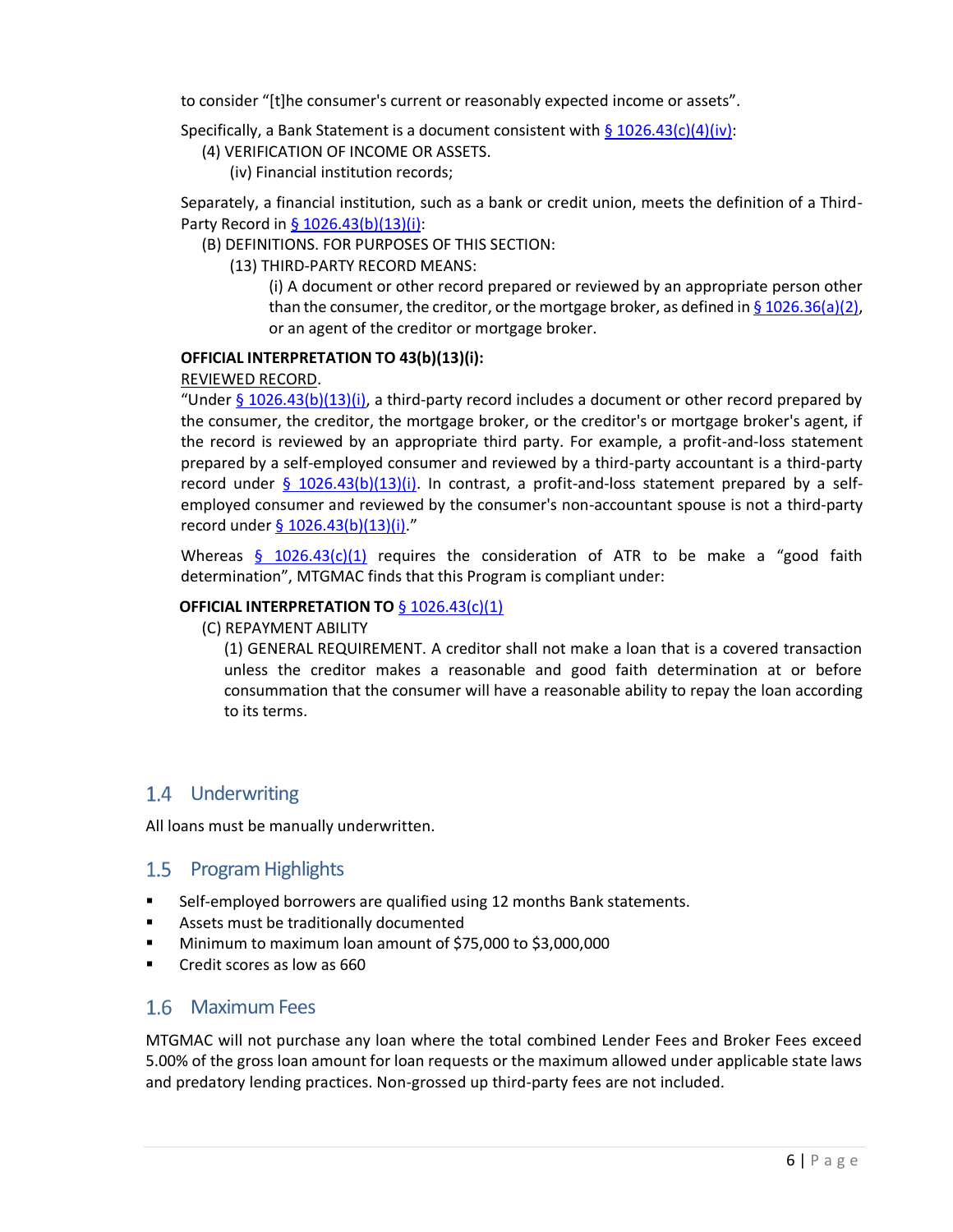to consider "[t]he consumer's current or reasonably expected income or assets".

Specifically, a Bank Statement is a document consistent with § 1026.43(c)(4)(iv):

(4) VERIFICATION OF INCOME OR ASSETS.

(iv) Financial institution records;

Separately, a financial institution, such as a bank or credit union, meets the definition of a Third-Party Record in § 1026.43(b)(13)(i):

(B) DEFINITIONS. FOR PURPOSES OF THIS SECTION:

(13) THIRD-PARTY RECORD MEANS:

(i) A document or other record prepared or reviewed by an appropriate person other than the consumer, the creditor, or the mortgage broker, as defined in § 1026.36(a)(2), or an agent of the creditor or mortgage broker.

**OFFICIAL INTERPRETATION TO 43(b)(13)(i):**

REVIEWED RECORD.

"Under § 1026.43(b)(13)(i), a third-party record includes a document or other record prepared by the consumer, the creditor, the mortgage broker, or the creditor's or mortgage broker's agent, if the record is reviewed by an appropriate third party. For example, a profit-and-loss statement prepared by a self-employed consumer and reviewed by a third-party accountant is a third-party record under § 1026.43(b)(13)(i). In contrast, a profit-and-loss statement prepared by a self-employed consumer and reviewed by the consumer's non-accountant spouse is not a third-party record under § 1026.43(b)(13)(i)."

Whereas § 1026.43(c)(1) requires the consideration of ATR to be make a "good faith determination", MTGMAC finds that this Program is compliant under:

**OFFICIAL INTERPRETATION TO § 1026.43(c)(1)**

(C) REPAYMENT ABILITY

(1) GENERAL REQUIREMENT. A creditor shall not make a loan that is a covered transaction unless the creditor makes a reasonable and good faith determination at or before consummation that the consumer will have a reasonable ability to repay the loan according to its terms.

## 1.4 Underwriting

All loans must be manually underwritten.

## 1.5 Program Highlights

- Self-employed borrowers are qualified using 12 months Bank statements.
- Assets must be traditionally documented
- Minimum to maximum loan amount of $75,000 to $3,000,000
- Credit scores as low as 660

## 1.6 Maximum Fees

MTGMAC will not purchase any loan where the total combined Lender Fees and Broker Fees exceed 5.00% of the gross loan amount for loan requests or the maximum allowed under applicable state laws and predatory lending practices. Non-grossed up third-party fees are not included.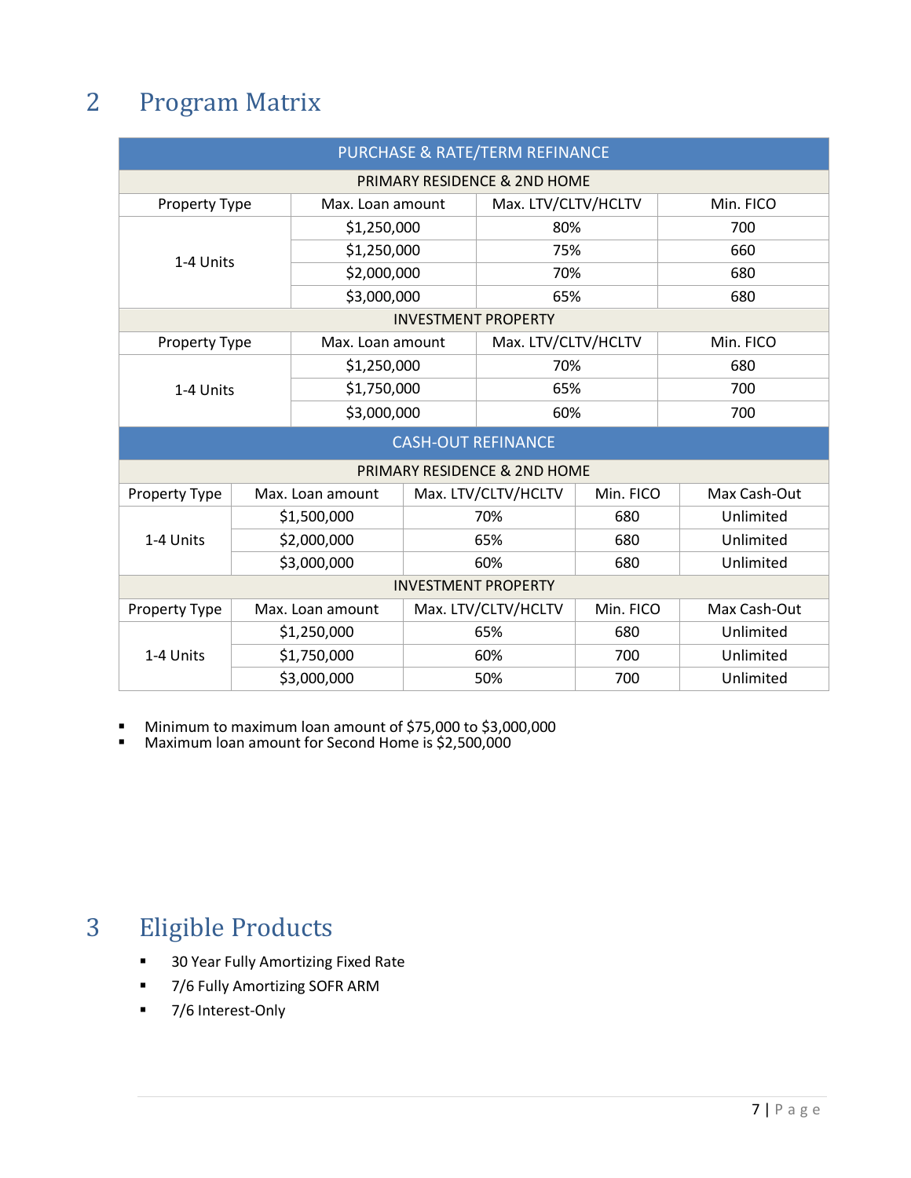## 2 Program Matrix

| PURCHASE & RATE/TERM REFINANCE | | | |
|---|---|---|---|
| PRIMARY RESIDENCE & 2ND HOME | | | |
| Property Type | Max. Loan amount | Max. LTV/CLTV/HCLTV | Min. FICO |
| 1-4 Units | $1,250,000 | 80% | 700 |
| | $1,250,000 | 75% | 660 |
| | $2,000,000 | 70% | 680 |
| | $3,000,000 | 65% | 680 |
| INVESTMENT PROPERTY | | | |
| Property Type | Max. Loan amount | Max. LTV/CLTV/HCLTV | Min. FICO |
| 1-4 Units | $1,250,000 | 70% | 680 |
| | $1,750,000 | 65% | 700 |
| | $3,000,000 | 60% | 700 |

| CASH-OUT REFINANCE | | | | |
|---|---|---|---|---|
| PRIMARY RESIDENCE & 2ND HOME | | | | |
| Property Type | Max. Loan amount | Max. LTV/CLTV/HCLTV | Min. FICO | Max Cash-Out |
| 1-4 Units | $1,500,000 | 70% | 680 | Unlimited |
| | $2,000,000 | 65% | 680 | Unlimited |
| | $3,000,000 | 60% | 680 | Unlimited |
| INVESTMENT PROPERTY | | | | |
| Property Type | Max. Loan amount | Max. LTV/CLTV/HCLTV | Min. FICO | Max Cash-Out |
| 1-4 Units | $1,250,000 | 65% | 680 | Unlimited |
| | $1,750,000 | 60% | 700 | Unlimited |
| | $3,000,000 | 50% | 700 | Unlimited |

- Minimum to maximum loan amount of $75,000 to $3,000,000
- Maximum loan amount for Second Home is $2,500,000

## 3 Eligible Products

- 30 Year Fully Amortizing Fixed Rate
- 7/6 Fully Amortizing SOFR ARM
- 7/6 Interest-Only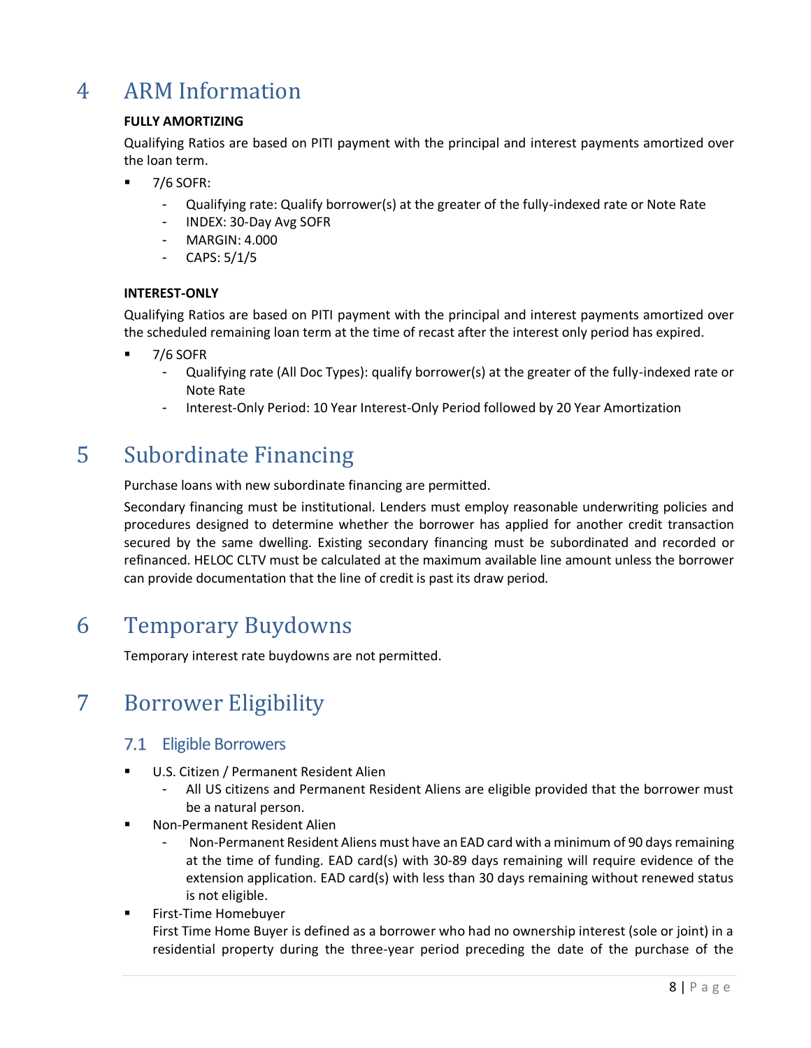# 4 ARM Information

**FULLY AMORTIZING**

Qualifying Ratios are based on PITI payment with the principal and interest payments amortized over the loan term.

- 7/6 SOFR:
  - Qualifying rate: Qualify borrower(s) at the greater of the fully-indexed rate or Note Rate
  - INDEX: 30-Day Avg SOFR
  - MARGIN: 4.000
  - CAPS: 5/1/5

**INTEREST-ONLY**

Qualifying Ratios are based on PITI payment with the principal and interest payments amortized over the scheduled remaining loan term at the time of recast after the interest only period has expired.

- 7/6 SOFR
  - Qualifying rate (All Doc Types): qualify borrower(s) at the greater of the fully-indexed rate or Note Rate
  - Interest-Only Period: 10 Year Interest-Only Period followed by 20 Year Amortization

# 5 Subordinate Financing

Purchase loans with new subordinate financing are permitted.

Secondary financing must be institutional. Lenders must employ reasonable underwriting policies and procedures designed to determine whether the borrower has applied for another credit transaction secured by the same dwelling. Existing secondary financing must be subordinated and recorded or refinanced. HELOC CLTV must be calculated at the maximum available line amount unless the borrower can provide documentation that the line of credit is past its draw period.

# 6 Temporary Buydowns

Temporary interest rate buydowns are not permitted.

# 7 Borrower Eligibility

## 7.1 Eligible Borrowers

- U.S. Citizen / Permanent Resident Alien
  - All US citizens and Permanent Resident Aliens are eligible provided that the borrower must be a natural person.
- Non-Permanent Resident Alien
  - Non-Permanent Resident Aliens must have an EAD card with a minimum of 90 days remaining at the time of funding. EAD card(s) with 30-89 days remaining will require evidence of the extension application. EAD card(s) with less than 30 days remaining without renewed status is not eligible.
- First-Time Homebuyer

  First Time Home Buyer is defined as a borrower who had no ownership interest (sole or joint) in a residential property during the three-year period preceding the date of the purchase of the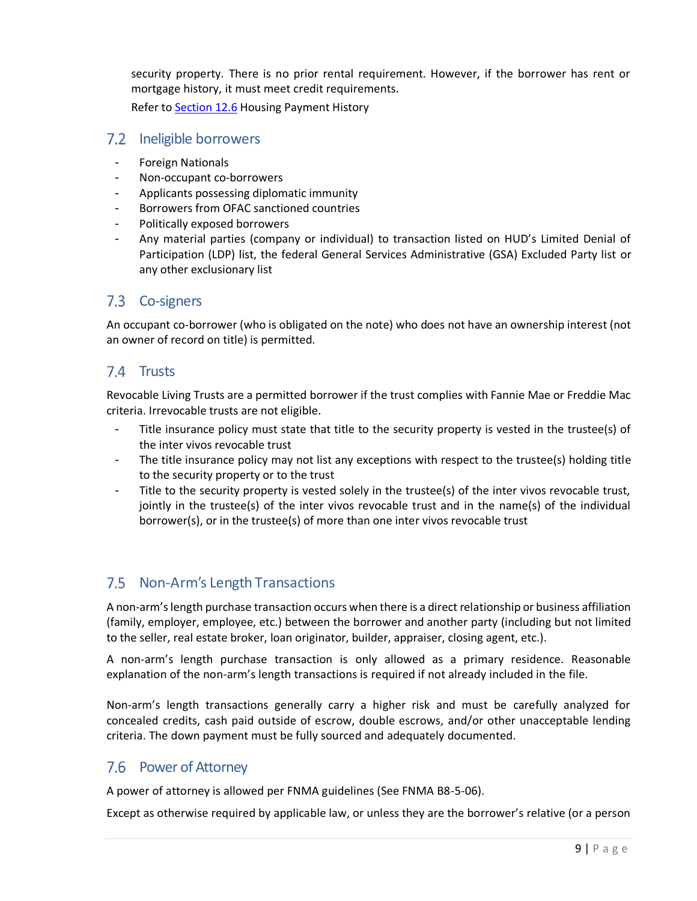security property. There is no prior rental requirement. However, if the borrower has rent or mortgage history, it must meet credit requirements.

Refer to Section 12.6 Housing Payment History

## 7.2 Ineligible borrowers

- Foreign Nationals
- Non-occupant co-borrowers
- Applicants possessing diplomatic immunity
- Borrowers from OFAC sanctioned countries
- Politically exposed borrowers
- Any material parties (company or individual) to transaction listed on HUD's Limited Denial of Participation (LDP) list, the federal General Services Administrative (GSA) Excluded Party list or any other exclusionary list

## 7.3 Co-signers

An occupant co-borrower (who is obligated on the note) who does not have an ownership interest (not an owner of record on title) is permitted.

## 7.4 Trusts

Revocable Living Trusts are a permitted borrower if the trust complies with Fannie Mae or Freddie Mac criteria. Irrevocable trusts are not eligible.

- Title insurance policy must state that title to the security property is vested in the trustee(s) of the inter vivos revocable trust
- The title insurance policy may not list any exceptions with respect to the trustee(s) holding title to the security property or to the trust
- Title to the security property is vested solely in the trustee(s) of the inter vivos revocable trust, jointly in the trustee(s) of the inter vivos revocable trust and in the name(s) of the individual borrower(s), or in the trustee(s) of more than one inter vivos revocable trust

## 7.5 Non-Arm's Length Transactions

A non-arm's length purchase transaction occurs when there is a direct relationship or business affiliation (family, employer, employee, etc.) between the borrower and another party (including but not limited to the seller, real estate broker, loan originator, builder, appraiser, closing agent, etc.).

A non-arm's length purchase transaction is only allowed as a primary residence. Reasonable explanation of the non-arm's length transactions is required if not already included in the file.

Non-arm's length transactions generally carry a higher risk and must be carefully analyzed for concealed credits, cash paid outside of escrow, double escrows, and/or other unacceptable lending criteria. The down payment must be fully sourced and adequately documented.

## 7.6 Power of Attorney

A power of attorney is allowed per FNMA guidelines (See FNMA B8-5-06).

Except as otherwise required by applicable law, or unless they are the borrower's relative (or a person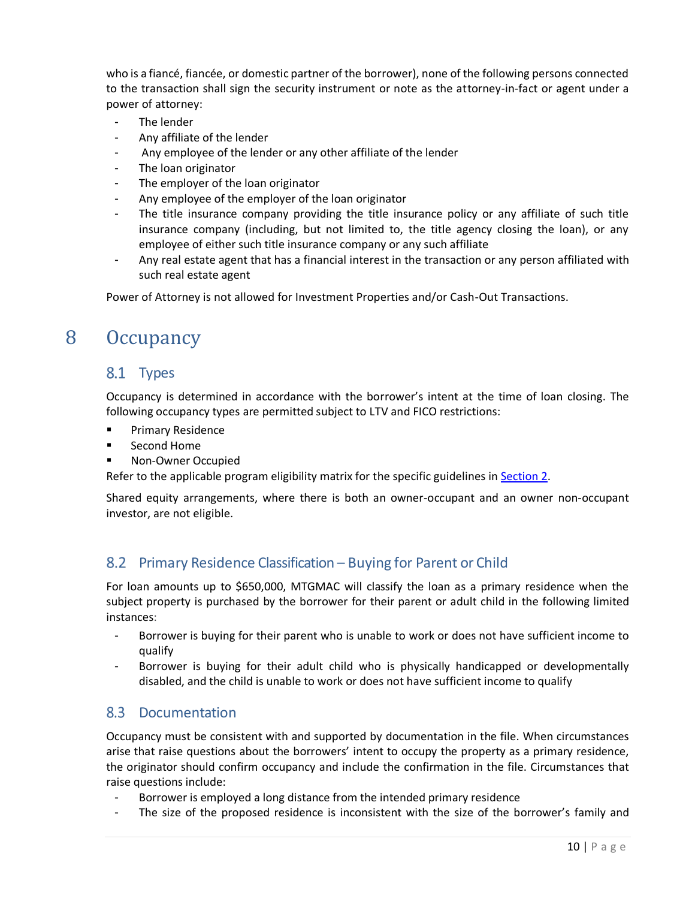who is a fiancé, fiancée, or domestic partner of the borrower), none of the following persons connected to the transaction shall sign the security instrument or note as the attorney-in-fact or agent under a power of attorney:

- The lender
- Any affiliate of the lender
- Any employee of the lender or any other affiliate of the lender
- The loan originator
- The employer of the loan originator
- Any employee of the employer of the loan originator
- The title insurance company providing the title insurance policy or any affiliate of such title insurance company (including, but not limited to, the title agency closing the loan), or any employee of either such title insurance company or any such affiliate
- Any real estate agent that has a financial interest in the transaction or any person affiliated with such real estate agent

Power of Attorney is not allowed for Investment Properties and/or Cash-Out Transactions.

# 8 Occupancy

## 8.1 Types

Occupancy is determined in accordance with the borrower's intent at the time of loan closing. The following occupancy types are permitted subject to LTV and FICO restrictions:

- Primary Residence
- Second Home
- Non-Owner Occupied

Refer to the applicable program eligibility matrix for the specific guidelines in Section 2.

Shared equity arrangements, where there is both an owner-occupant and an owner non-occupant investor, are not eligible.

## 8.2 Primary Residence Classification – Buying for Parent or Child

For loan amounts up to $650,000, MTGMAC will classify the loan as a primary residence when the subject property is purchased by the borrower for their parent or adult child in the following limited instances:

- Borrower is buying for their parent who is unable to work or does not have sufficient income to qualify
- Borrower is buying for their adult child who is physically handicapped or developmentally disabled, and the child is unable to work or does not have sufficient income to qualify

## 8.3 Documentation

Occupancy must be consistent with and supported by documentation in the file. When circumstances arise that raise questions about the borrowers' intent to occupy the property as a primary residence, the originator should confirm occupancy and include the confirmation in the file. Circumstances that raise questions include:

- Borrower is employed a long distance from the intended primary residence
- The size of the proposed residence is inconsistent with the size of the borrower's family and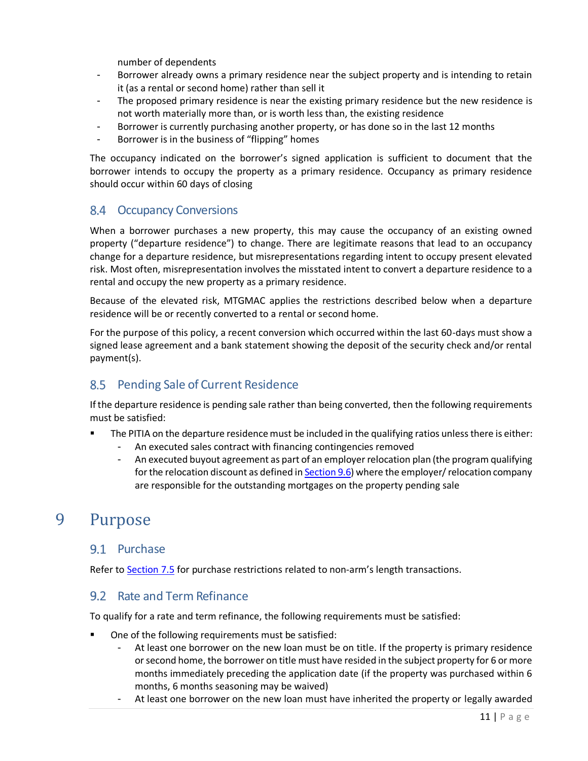number of dependents
- Borrower already owns a primary residence near the subject property and is intending to retain it (as a rental or second home) rather than sell it
- The proposed primary residence is near the existing primary residence but the new residence is not worth materially more than, or is worth less than, the existing residence
- Borrower is currently purchasing another property, or has done so in the last 12 months
- Borrower is in the business of "flipping" homes

The occupancy indicated on the borrower's signed application is sufficient to document that the borrower intends to occupy the property as a primary residence. Occupancy as primary residence should occur within 60 days of closing

## 8.4 Occupancy Conversions

When a borrower purchases a new property, this may cause the occupancy of an existing owned property ("departure residence") to change. There are legitimate reasons that lead to an occupancy change for a departure residence, but misrepresentations regarding intent to occupy present elevated risk. Most often, misrepresentation involves the misstated intent to convert a departure residence to a rental and occupy the new property as a primary residence.

Because of the elevated risk, MTGMAC applies the restrictions described below when a departure residence will be or recently converted to a rental or second home.

For the purpose of this policy, a recent conversion which occurred within the last 60-days must show a signed lease agreement and a bank statement showing the deposit of the security check and/or rental payment(s).

## 8.5 Pending Sale of Current Residence

If the departure residence is pending sale rather than being converted, then the following requirements must be satisfied:

- The PITIA on the departure residence must be included in the qualifying ratios unless there is either:
  - An executed sales contract with financing contingencies removed
  - An executed buyout agreement as part of an employer relocation plan (the program qualifying for the relocation discount as defined in Section 9.6) where the employer/ relocation company are responsible for the outstanding mortgages on the property pending sale

# 9 Purpose

## 9.1 Purchase

Refer to Section 7.5 for purchase restrictions related to non-arm's length transactions.

## 9.2 Rate and Term Refinance

To qualify for a rate and term refinance, the following requirements must be satisfied:

- One of the following requirements must be satisfied:
  - At least one borrower on the new loan must be on title. If the property is primary residence or second home, the borrower on title must have resided in the subject property for 6 or more months immediately preceding the application date (if the property was purchased within 6 months, 6 months seasoning may be waived)
  - At least one borrower on the new loan must have inherited the property or legally awarded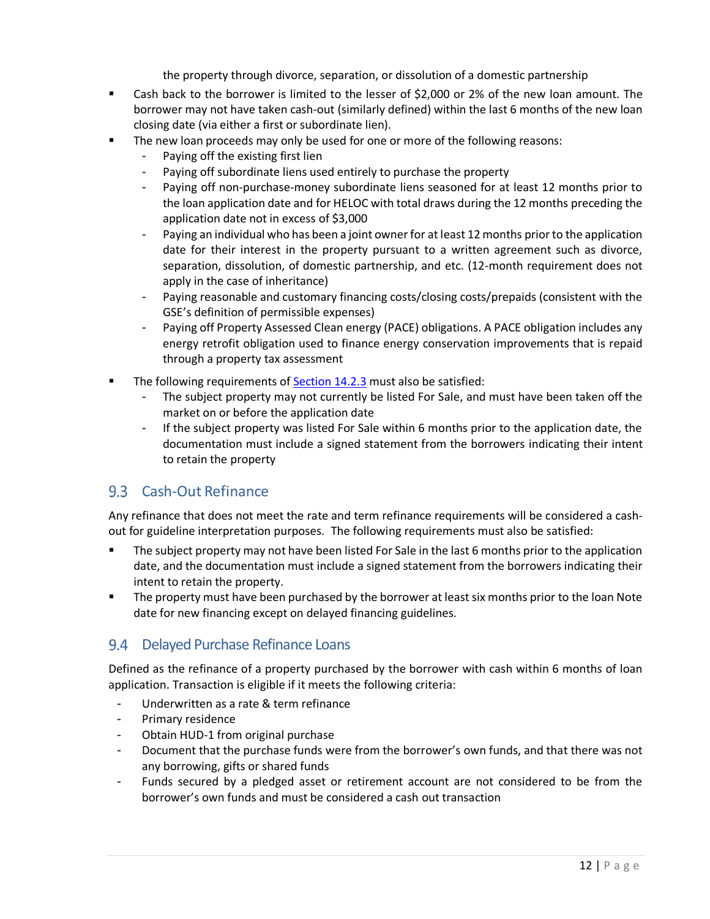the property through divorce, separation, or dissolution of a domestic partnership

- Cash back to the borrower is limited to the lesser of $2,000 or 2% of the new loan amount. The borrower may not have taken cash-out (similarly defined) within the last 6 months of the new loan closing date (via either a first or subordinate lien).
- The new loan proceeds may only be used for one or more of the following reasons:
  - Paying off the existing first lien
  - Paying off subordinate liens used entirely to purchase the property
  - Paying off non-purchase-money subordinate liens seasoned for at least 12 months prior to the loan application date and for HELOC with total draws during the 12 months preceding the application date not in excess of $3,000
  - Paying an individual who has been a joint owner for at least 12 months prior to the application date for their interest in the property pursuant to a written agreement such as divorce, separation, dissolution, of domestic partnership, and etc. (12-month requirement does not apply in the case of inheritance)
  - Paying reasonable and customary financing costs/closing costs/prepaids (consistent with the GSE's definition of permissible expenses)
  - Paying off Property Assessed Clean energy (PACE) obligations. A PACE obligation includes any energy retrofit obligation used to finance energy conservation improvements that is repaid through a property tax assessment
- The following requirements of Section 14.2.3 must also be satisfied:
  - The subject property may not currently be listed For Sale, and must have been taken off the market on or before the application date
  - If the subject property was listed For Sale within 6 months prior to the application date, the documentation must include a signed statement from the borrowers indicating their intent to retain the property

## 9.3 Cash-Out Refinance

Any refinance that does not meet the rate and term refinance requirements will be considered a cash-out for guideline interpretation purposes. The following requirements must also be satisfied:

- The subject property may not have been listed For Sale in the last 6 months prior to the application date, and the documentation must include a signed statement from the borrowers indicating their intent to retain the property.
- The property must have been purchased by the borrower at least six months prior to the loan Note date for new financing except on delayed financing guidelines.

## 9.4 Delayed Purchase Refinance Loans

Defined as the refinance of a property purchased by the borrower with cash within 6 months of loan application. Transaction is eligible if it meets the following criteria:

- Underwritten as a rate & term refinance
- Primary residence
- Obtain HUD-1 from original purchase
- Document that the purchase funds were from the borrower's own funds, and that there was not any borrowing, gifts or shared funds
- Funds secured by a pledged asset or retirement account are not considered to be from the borrower's own funds and must be considered a cash out transaction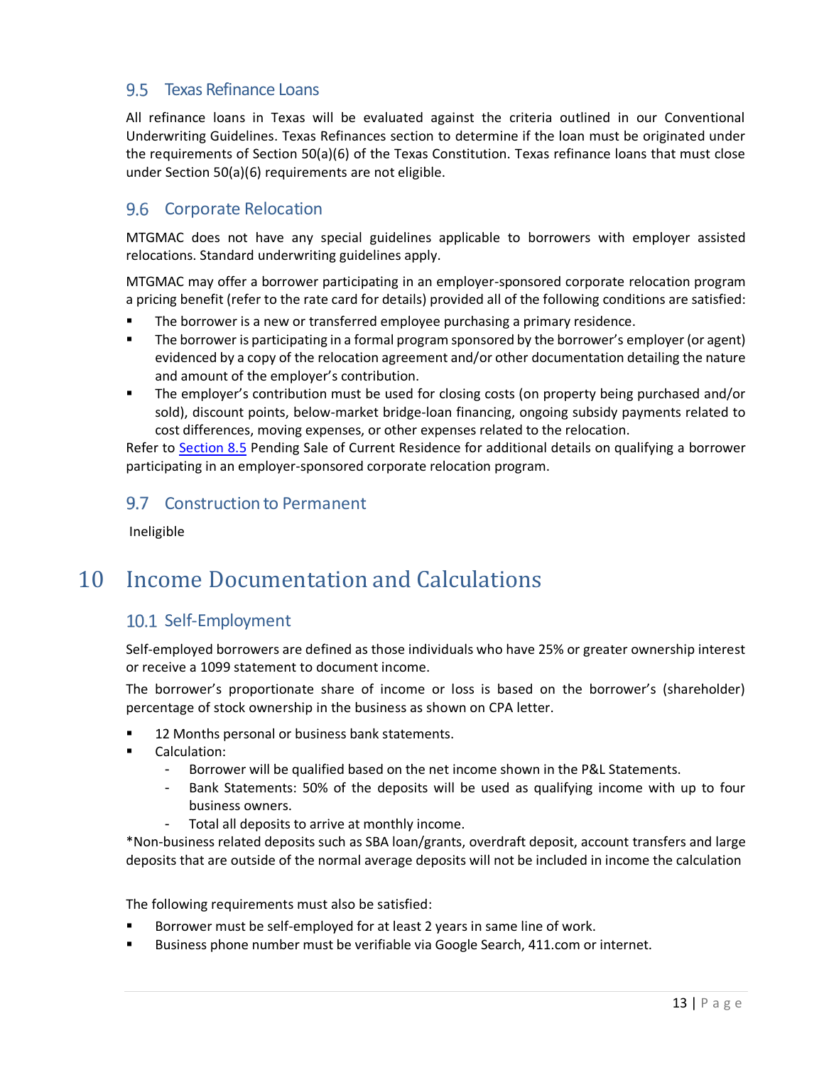### 9.5 Texas Refinance Loans

All refinance loans in Texas will be evaluated against the criteria outlined in our Conventional Underwriting Guidelines. Texas Refinances section to determine if the loan must be originated under the requirements of Section 50(a)(6) of the Texas Constitution. Texas refinance loans that must close under Section 50(a)(6) requirements are not eligible.

### 9.6 Corporate Relocation

MTGMAC does not have any special guidelines applicable to borrowers with employer assisted relocations. Standard underwriting guidelines apply.

MTGMAC may offer a borrower participating in an employer-sponsored corporate relocation program a pricing benefit (refer to the rate card for details) provided all of the following conditions are satisfied:

- The borrower is a new or transferred employee purchasing a primary residence.
- The borrower is participating in a formal program sponsored by the borrower's employer (or agent) evidenced by a copy of the relocation agreement and/or other documentation detailing the nature and amount of the employer's contribution.
- The employer's contribution must be used for closing costs (on property being purchased and/or sold), discount points, below-market bridge-loan financing, ongoing subsidy payments related to cost differences, moving expenses, or other expenses related to the relocation.

Refer to Section 8.5 Pending Sale of Current Residence for additional details on qualifying a borrower participating in an employer-sponsored corporate relocation program.

### 9.7 Construction to Permanent

Ineligible

# 10 Income Documentation and Calculations

### 10.1 Self-Employment

Self-employed borrowers are defined as those individuals who have 25% or greater ownership interest or receive a 1099 statement to document income.

The borrower's proportionate share of income or loss is based on the borrower's (shareholder) percentage of stock ownership in the business as shown on CPA letter.

- 12 Months personal or business bank statements.
- Calculation:
  - Borrower will be qualified based on the net income shown in the P&L Statements.
  - Bank Statements: 50% of the deposits will be used as qualifying income with up to four business owners.
  - Total all deposits to arrive at monthly income.

*Non-business related deposits such as SBA loan/grants, overdraft deposit, account transfers and large deposits that are outside of the normal average deposits will not be included in income the calculation

The following requirements must also be satisfied:

- Borrower must be self-employed for at least 2 years in same line of work.
- Business phone number must be verifiable via Google Search, 411.com or internet.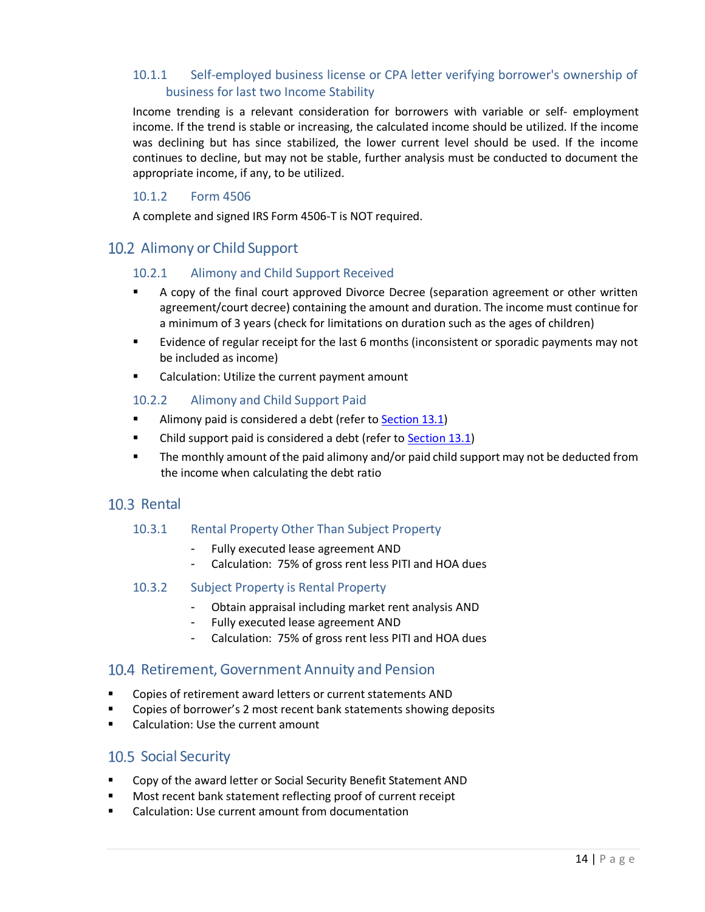### 10.1.1 Self-employed business license or CPA letter verifying borrower's ownership of business for last two Income Stability

Income trending is a relevant consideration for borrowers with variable or self- employment income. If the trend is stable or increasing, the calculated income should be utilized. If the income was declining but has since stabilized, the lower current level should be used. If the income continues to decline, but may not be stable, further analysis must be conducted to document the appropriate income, if any, to be utilized.

### 10.1.2 Form 4506

A complete and signed IRS Form 4506-T is NOT required.

## 10.2 Alimony or Child Support

### 10.2.1 Alimony and Child Support Received

- A copy of the final court approved Divorce Decree (separation agreement or other written agreement/court decree) containing the amount and duration. The income must continue for a minimum of 3 years (check for limitations on duration such as the ages of children)
- Evidence of regular receipt for the last 6 months (inconsistent or sporadic payments may not be included as income)
- Calculation: Utilize the current payment amount

### 10.2.2 Alimony and Child Support Paid

- Alimony paid is considered a debt (refer to Section 13.1)
- Child support paid is considered a debt (refer to Section 13.1)
- The monthly amount of the paid alimony and/or paid child support may not be deducted from the income when calculating the debt ratio

## 10.3 Rental

### 10.3.1 Rental Property Other Than Subject Property

- Fully executed lease agreement AND
- Calculation: 75% of gross rent less PITI and HOA dues

### 10.3.2 Subject Property is Rental Property

- Obtain appraisal including market rent analysis AND
- Fully executed lease agreement AND
- Calculation: 75% of gross rent less PITI and HOA dues

## 10.4 Retirement, Government Annuity and Pension

- Copies of retirement award letters or current statements AND
- Copies of borrower's 2 most recent bank statements showing deposits
- Calculation: Use the current amount

## 10.5 Social Security

- Copy of the award letter or Social Security Benefit Statement AND
- Most recent bank statement reflecting proof of current receipt
- Calculation: Use current amount from documentation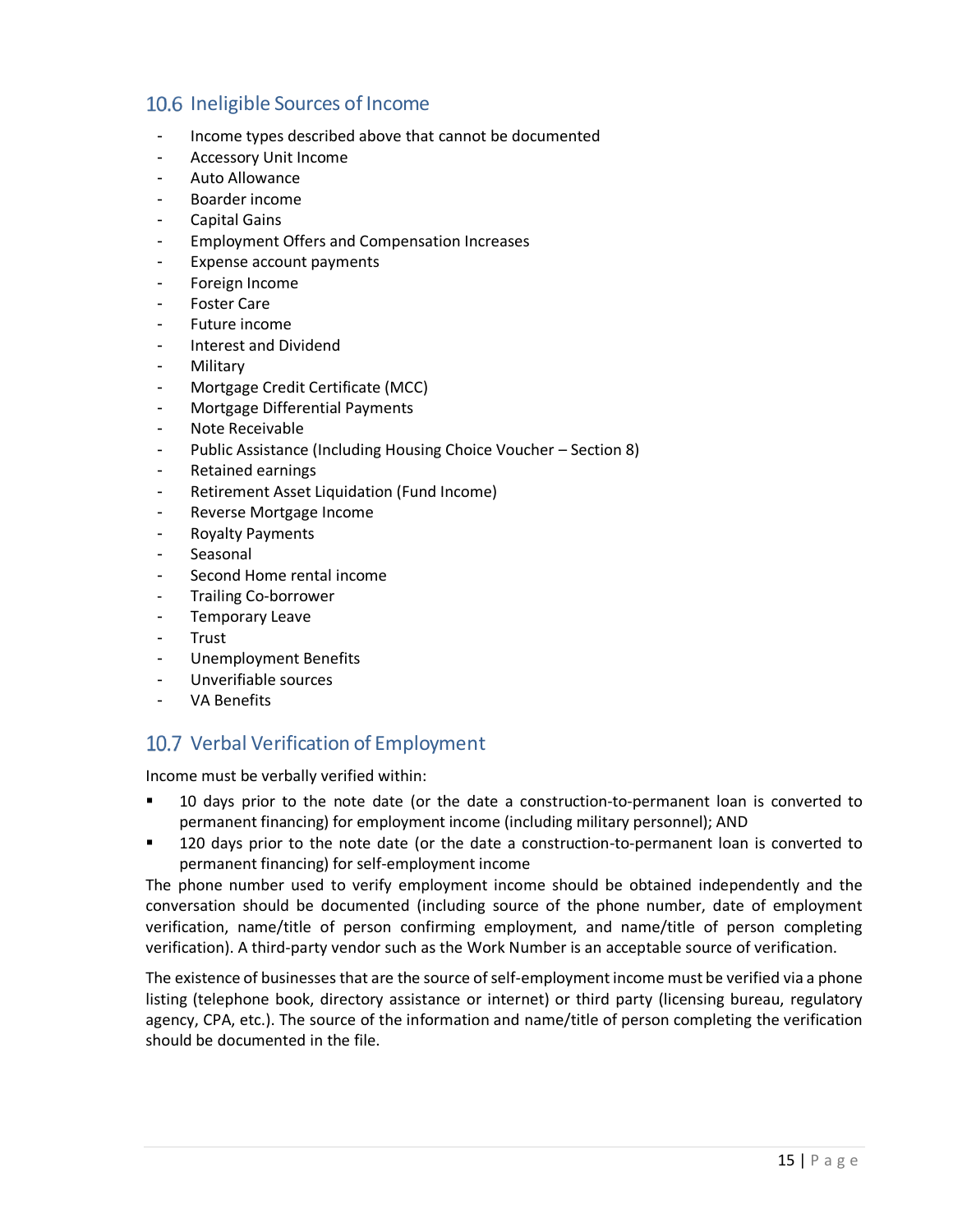## 10.6 Ineligible Sources of Income

- Income types described above that cannot be documented
- Accessory Unit Income
- Auto Allowance
- Boarder income
- Capital Gains
- Employment Offers and Compensation Increases
- Expense account payments
- Foreign Income
- Foster Care
- Future income
- Interest and Dividend
- Military
- Mortgage Credit Certificate (MCC)
- Mortgage Differential Payments
- Note Receivable
- Public Assistance (Including Housing Choice Voucher – Section 8)
- Retained earnings
- Retirement Asset Liquidation (Fund Income)
- Reverse Mortgage Income
- Royalty Payments
- Seasonal
- Second Home rental income
- Trailing Co-borrower
- Temporary Leave
- Trust
- Unemployment Benefits
- Unverifiable sources
- VA Benefits

## 10.7 Verbal Verification of Employment

Income must be verbally verified within:

- 10 days prior to the note date (or the date a construction-to-permanent loan is converted to permanent financing) for employment income (including military personnel); AND
- 120 days prior to the note date (or the date a construction-to-permanent loan is converted to permanent financing) for self-employment income

The phone number used to verify employment income should be obtained independently and the conversation should be documented (including source of the phone number, date of employment verification, name/title of person confirming employment, and name/title of person completing verification). A third-party vendor such as the Work Number is an acceptable source of verification.

The existence of businesses that are the source of self-employment income must be verified via a phone listing (telephone book, directory assistance or internet) or third party (licensing bureau, regulatory agency, CPA, etc.). The source of the information and name/title of person completing the verification should be documented in the file.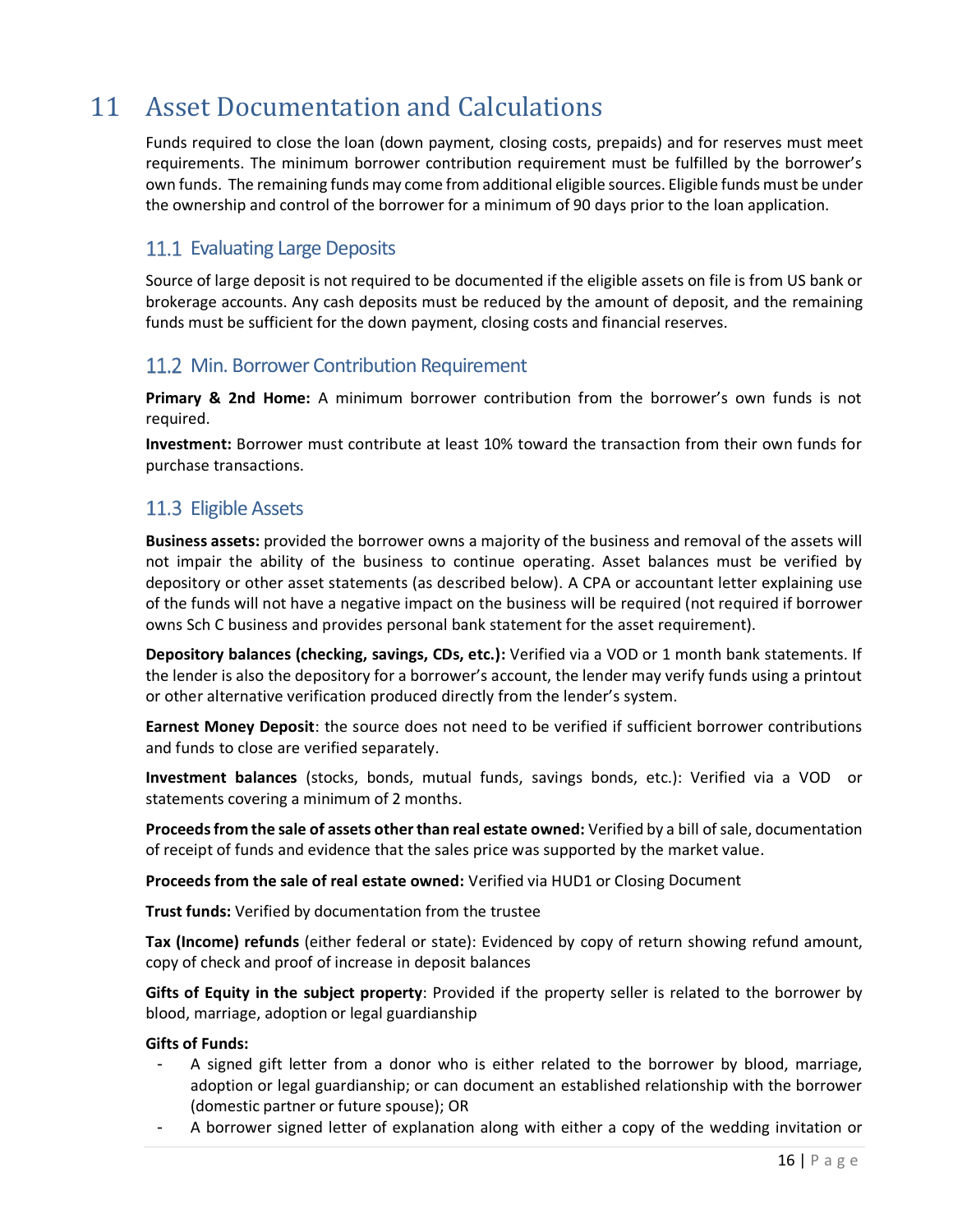# 11 Asset Documentation and Calculations

Funds required to close the loan (down payment, closing costs, prepaids) and for reserves must meet requirements. The minimum borrower contribution requirement must be fulfilled by the borrower's own funds. The remaining funds may come from additional eligible sources. Eligible funds must be under the ownership and control of the borrower for a minimum of 90 days prior to the loan application.

## 11.1 Evaluating Large Deposits

Source of large deposit is not required to be documented if the eligible assets on file is from US bank or brokerage accounts. Any cash deposits must be reduced by the amount of deposit, and the remaining funds must be sufficient for the down payment, closing costs and financial reserves.

## 11.2 Min. Borrower Contribution Requirement

**Primary & 2nd Home:** A minimum borrower contribution from the borrower's own funds is not required.

**Investment:** Borrower must contribute at least 10% toward the transaction from their own funds for purchase transactions.

## 11.3 Eligible Assets

**Business assets:** provided the borrower owns a majority of the business and removal of the assets will not impair the ability of the business to continue operating. Asset balances must be verified by depository or other asset statements (as described below). A CPA or accountant letter explaining use of the funds will not have a negative impact on the business will be required (not required if borrower owns Sch C business and provides personal bank statement for the asset requirement).

**Depository balances (checking, savings, CDs, etc.):** Verified via a VOD or 1 month bank statements. If the lender is also the depository for a borrower's account, the lender may verify funds using a printout or other alternative verification produced directly from the lender's system.

**Earnest Money Deposit**: the source does not need to be verified if sufficient borrower contributions and funds to close are verified separately.

**Investment balances** (stocks, bonds, mutual funds, savings bonds, etc.): Verified via a VOD or statements covering a minimum of 2 months.

**Proceeds from the sale of assets other than real estate owned:** Verified by a bill of sale, documentation of receipt of funds and evidence that the sales price was supported by the market value.

**Proceeds from the sale of real estate owned:** Verified via HUD1 or Closing Document

**Trust funds:** Verified by documentation from the trustee

**Tax (Income) refunds** (either federal or state): Evidenced by copy of return showing refund amount, copy of check and proof of increase in deposit balances

**Gifts of Equity in the subject property**: Provided if the property seller is related to the borrower by blood, marriage, adoption or legal guardianship

**Gifts of Funds:**

- A signed gift letter from a donor who is either related to the borrower by blood, marriage, adoption or legal guardianship; or can document an established relationship with the borrower (domestic partner or future spouse); OR
- A borrower signed letter of explanation along with either a copy of the wedding invitation or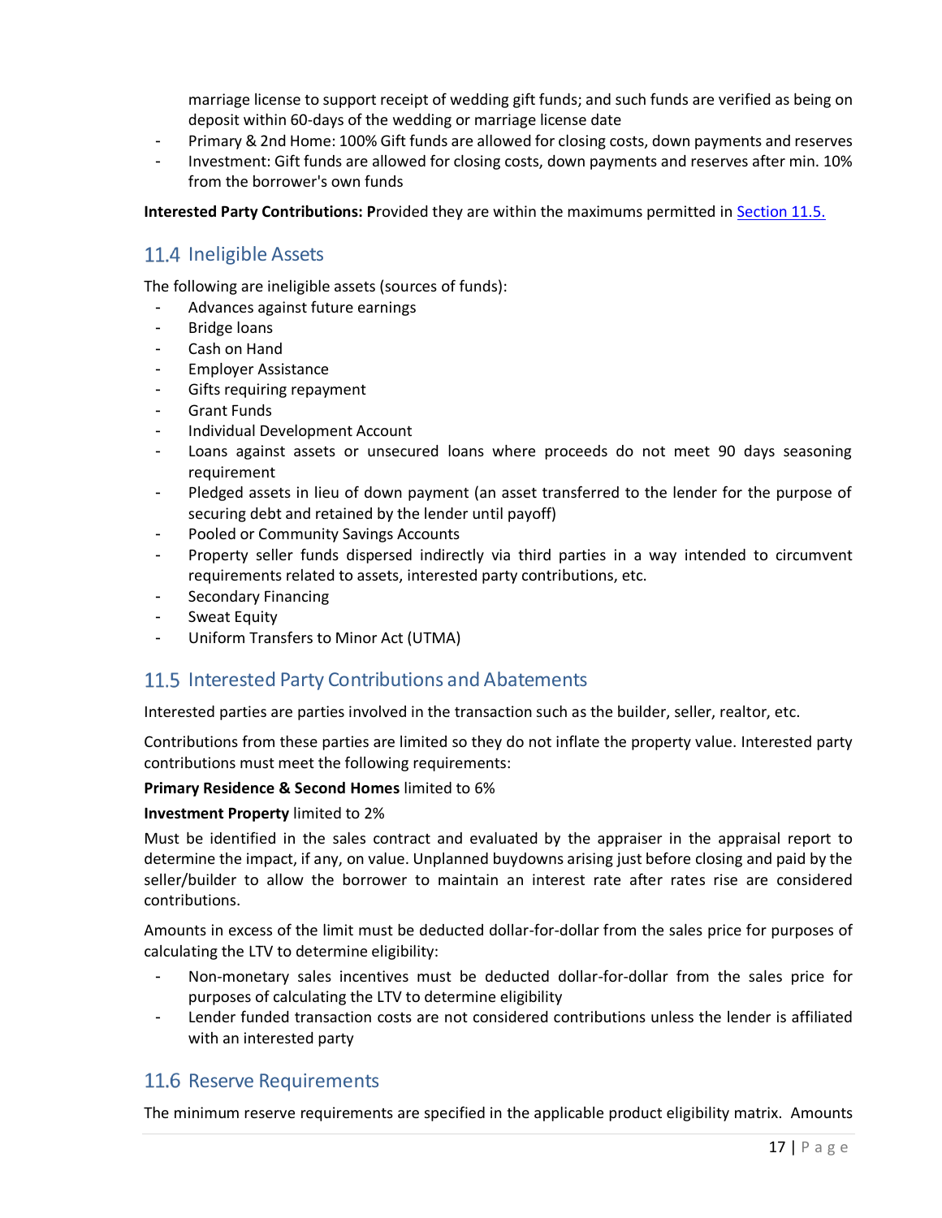marriage license to support receipt of wedding gift funds; and such funds are verified as being on deposit within 60-days of the wedding or marriage license date

- Primary & 2nd Home: 100% Gift funds are allowed for closing costs, down payments and reserves
- Investment: Gift funds are allowed for closing costs, down payments and reserves after min. 10% from the borrower's own funds

**Interested Party Contributions: P**rovided they are within the maximums permitted in [Section 11.5.](#)

## 11.4 Ineligible Assets

The following are ineligible assets (sources of funds):

- Advances against future earnings
- Bridge loans
- Cash on Hand
- Employer Assistance
- Gifts requiring repayment
- Grant Funds
- Individual Development Account
- Loans against assets or unsecured loans where proceeds do not meet 90 days seasoning requirement
- Pledged assets in lieu of down payment (an asset transferred to the lender for the purpose of securing debt and retained by the lender until payoff)
- Pooled or Community Savings Accounts
- Property seller funds dispersed indirectly via third parties in a way intended to circumvent requirements related to assets, interested party contributions, etc.
- Secondary Financing
- Sweat Equity
- Uniform Transfers to Minor Act (UTMA)

## 11.5 Interested Party Contributions and Abatements

Interested parties are parties involved in the transaction such as the builder, seller, realtor, etc.

Contributions from these parties are limited so they do not inflate the property value. Interested party contributions must meet the following requirements:

**Primary Residence & Second Homes** limited to 6%

**Investment Property** limited to 2%

Must be identified in the sales contract and evaluated by the appraiser in the appraisal report to determine the impact, if any, on value. Unplanned buydowns arising just before closing and paid by the seller/builder to allow the borrower to maintain an interest rate after rates rise are considered contributions.

Amounts in excess of the limit must be deducted dollar-for-dollar from the sales price for purposes of calculating the LTV to determine eligibility:

- Non-monetary sales incentives must be deducted dollar-for-dollar from the sales price for purposes of calculating the LTV to determine eligibility
- Lender funded transaction costs are not considered contributions unless the lender is affiliated with an interested party

## 11.6 Reserve Requirements

The minimum reserve requirements are specified in the applicable product eligibility matrix. Amounts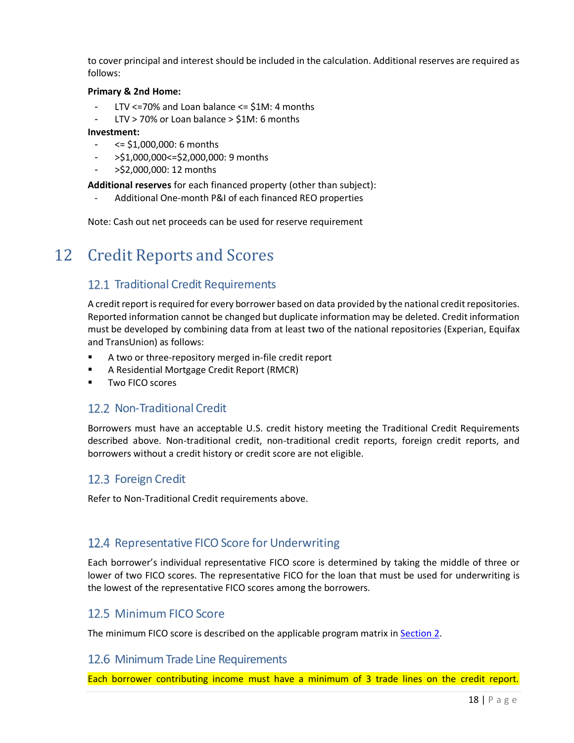to cover principal and interest should be included in the calculation. Additional reserves are required as follows:

**Primary & 2nd Home:**

- LTV <=70% and Loan balance <= $1M: 4 months
- LTV > 70% or Loan balance > $1M: 6 months

**Investment:**

- <= $1,000,000: 6 months
- >$1,000,000<=$2,000,000: 9 months
- >$2,000,000: 12 months

**Additional reserves** for each financed property (other than subject):

- Additional One-month P&I of each financed REO properties

Note: Cash out net proceeds can be used for reserve requirement

# 12 Credit Reports and Scores

## 12.1 Traditional Credit Requirements

A credit report is required for every borrower based on data provided by the national credit repositories. Reported information cannot be changed but duplicate information may be deleted. Credit information must be developed by combining data from at least two of the national repositories (Experian, Equifax and TransUnion) as follows:

- A two or three-repository merged in-file credit report
- A Residential Mortgage Credit Report (RMCR)
- Two FICO scores

## 12.2 Non-Traditional Credit

Borrowers must have an acceptable U.S. credit history meeting the Traditional Credit Requirements described above. Non-traditional credit, non-traditional credit reports, foreign credit reports, and borrowers without a credit history or credit score are not eligible.

## 12.3 Foreign Credit

Refer to Non-Traditional Credit requirements above.

## 12.4 Representative FICO Score for Underwriting

Each borrower's individual representative FICO score is determined by taking the middle of three or lower of two FICO scores. The representative FICO for the loan that must be used for underwriting is the lowest of the representative FICO scores among the borrowers.

## 12.5 Minimum FICO Score

The minimum FICO score is described on the applicable program matrix in Section 2.

## 12.6 Minimum Trade Line Requirements

Each borrower contributing income must have a minimum of 3 trade lines on the credit report.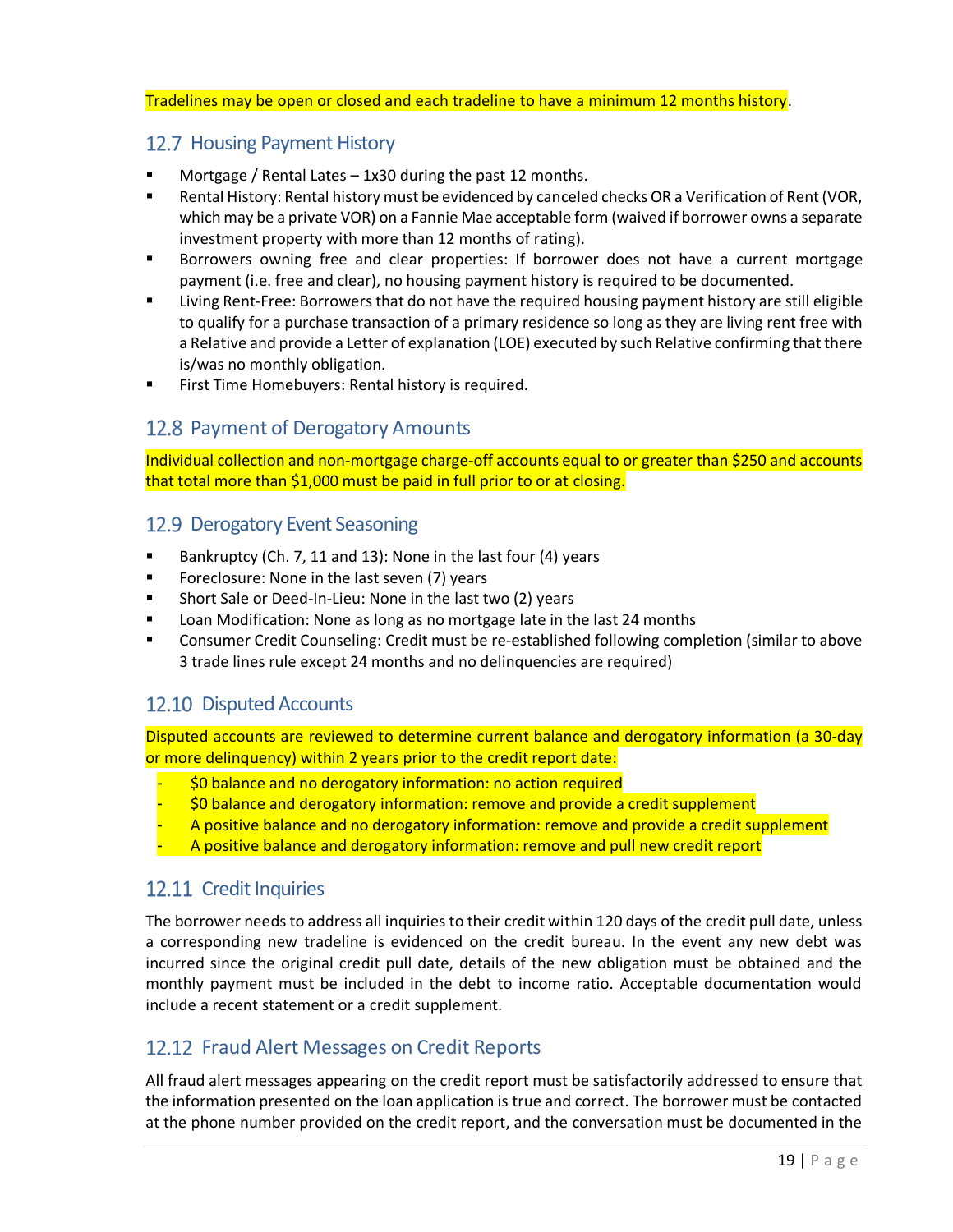Tradelines may be open or closed and each tradeline to have a minimum 12 months history.

## 12.7 Housing Payment History

- Mortgage / Rental Lates – 1x30 during the past 12 months.
- Rental History: Rental history must be evidenced by canceled checks OR a Verification of Rent (VOR, which may be a private VOR) on a Fannie Mae acceptable form (waived if borrower owns a separate investment property with more than 12 months of rating).
- Borrowers owning free and clear properties: If borrower does not have a current mortgage payment (i.e. free and clear), no housing payment history is required to be documented.
- Living Rent-Free: Borrowers that do not have the required housing payment history are still eligible to qualify for a purchase transaction of a primary residence so long as they are living rent free with a Relative and provide a Letter of explanation (LOE) executed by such Relative confirming that there is/was no monthly obligation.
- First Time Homebuyers: Rental history is required.

## 12.8 Payment of Derogatory Amounts

Individual collection and non-mortgage charge-off accounts equal to or greater than $250 and accounts that total more than $1,000 must be paid in full prior to or at closing.

## 12.9 Derogatory Event Seasoning

- Bankruptcy (Ch. 7, 11 and 13): None in the last four (4) years
- Foreclosure: None in the last seven (7) years
- Short Sale or Deed-In-Lieu: None in the last two (2) years
- Loan Modification: None as long as no mortgage late in the last 24 months
- Consumer Credit Counseling: Credit must be re-established following completion (similar to above 3 trade lines rule except 24 months and no delinquencies are required)

## 12.10 Disputed Accounts

Disputed accounts are reviewed to determine current balance and derogatory information (a 30-day or more delinquency) within 2 years prior to the credit report date:

- $0 balance and no derogatory information: no action required
- $0 balance and derogatory information: remove and provide a credit supplement
- A positive balance and no derogatory information: remove and provide a credit supplement
- A positive balance and derogatory information: remove and pull new credit report

## 12.11 Credit Inquiries

The borrower needs to address all inquiries to their credit within 120 days of the credit pull date, unless a corresponding new tradeline is evidenced on the credit bureau. In the event any new debt was incurred since the original credit pull date, details of the new obligation must be obtained and the monthly payment must be included in the debt to income ratio. Acceptable documentation would include a recent statement or a credit supplement.

## 12.12 Fraud Alert Messages on Credit Reports

All fraud alert messages appearing on the credit report must be satisfactorily addressed to ensure that the information presented on the loan application is true and correct. The borrower must be contacted at the phone number provided on the credit report, and the conversation must be documented in the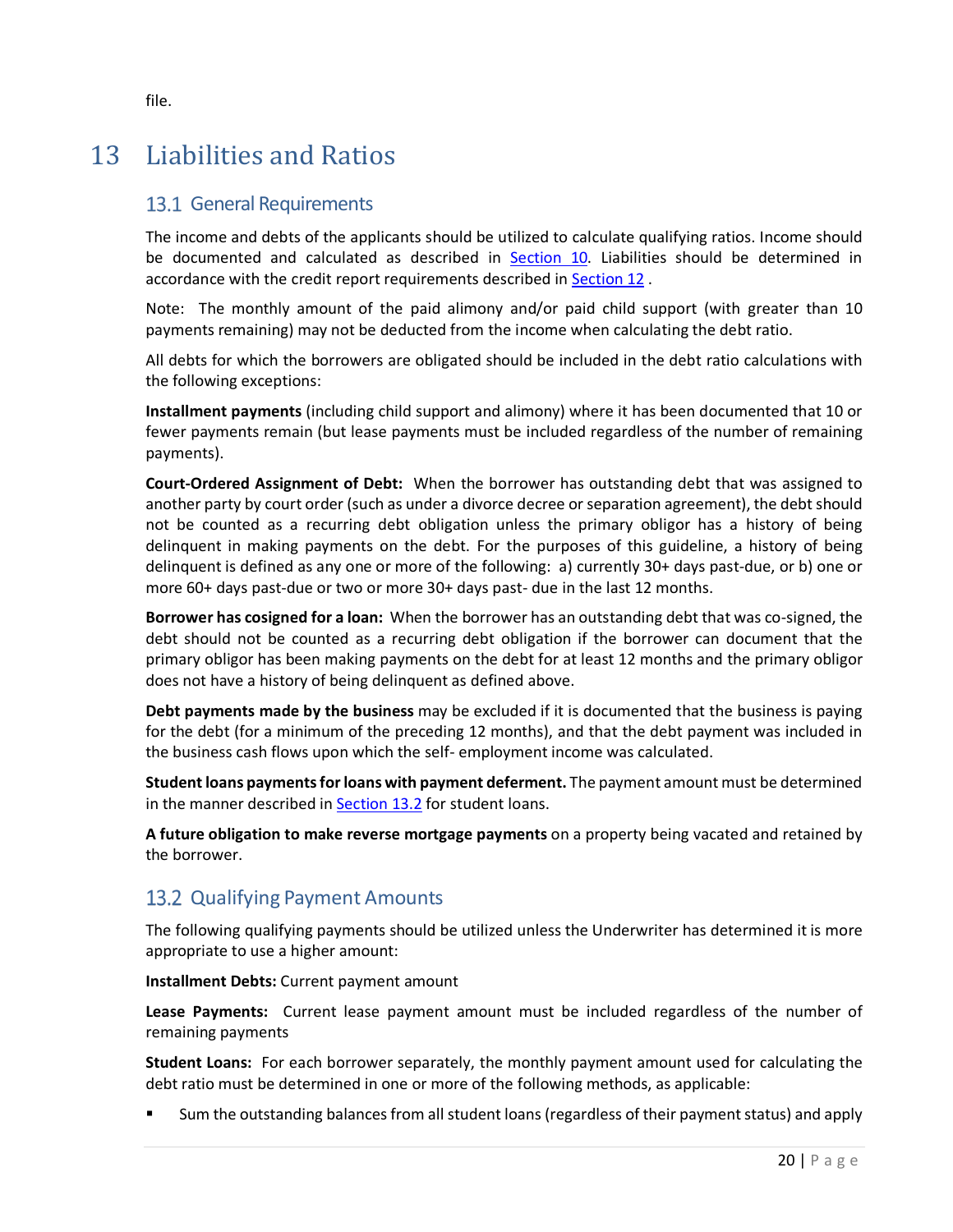file.

# 13 Liabilities and Ratios

## 13.1 General Requirements

The income and debts of the applicants should be utilized to calculate qualifying ratios. Income should be documented and calculated as described in Section 10. Liabilities should be determined in accordance with the credit report requirements described in Section 12 .

Note: The monthly amount of the paid alimony and/or paid child support (with greater than 10 payments remaining) may not be deducted from the income when calculating the debt ratio.

All debts for which the borrowers are obligated should be included in the debt ratio calculations with the following exceptions:

**Installment payments** (including child support and alimony) where it has been documented that 10 or fewer payments remain (but lease payments must be included regardless of the number of remaining payments).

**Court-Ordered Assignment of Debt:** When the borrower has outstanding debt that was assigned to another party by court order (such as under a divorce decree or separation agreement), the debt should not be counted as a recurring debt obligation unless the primary obligor has a history of being delinquent in making payments on the debt. For the purposes of this guideline, a history of being delinquent is defined as any one or more of the following: a) currently 30+ days past-due, or b) one or more 60+ days past-due or two or more 30+ days past- due in the last 12 months.

**Borrower has cosigned for a loan:** When the borrower has an outstanding debt that was co-signed, the debt should not be counted as a recurring debt obligation if the borrower can document that the primary obligor has been making payments on the debt for at least 12 months and the primary obligor does not have a history of being delinquent as defined above.

**Debt payments made by the business** may be excluded if it is documented that the business is paying for the debt (for a minimum of the preceding 12 months), and that the debt payment was included in the business cash flows upon which the self- employment income was calculated.

**Student loans payments for loans with payment deferment.** The payment amount must be determined in the manner described in Section 13.2 for student loans.

**A future obligation to make reverse mortgage payments** on a property being vacated and retained by the borrower.

## 13.2 Qualifying Payment Amounts

The following qualifying payments should be utilized unless the Underwriter has determined it is more appropriate to use a higher amount:

**Installment Debts:** Current payment amount

**Lease Payments:** Current lease payment amount must be included regardless of the number of remaining payments

**Student Loans:** For each borrower separately, the monthly payment amount used for calculating the debt ratio must be determined in one or more of the following methods, as applicable:

- Sum the outstanding balances from all student loans (regardless of their payment status) and apply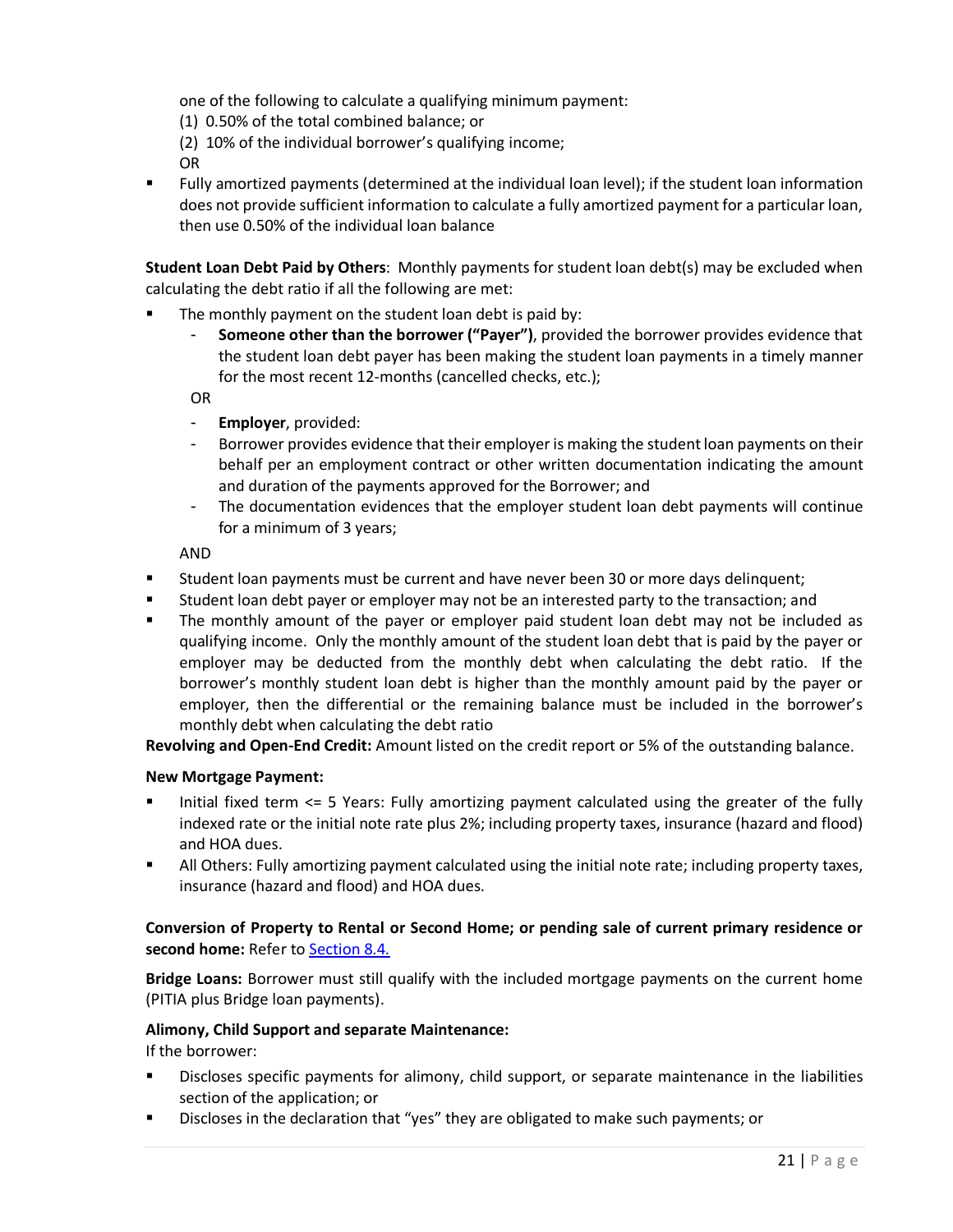one of the following to calculate a qualifying minimum payment:

(1) 0.50% of the total combined balance; or

(2) 10% of the individual borrower's qualifying income;

OR

- Fully amortized payments (determined at the individual loan level); if the student loan information does not provide sufficient information to calculate a fully amortized payment for a particular loan, then use 0.50% of the individual loan balance

**Student Loan Debt Paid by Others**: Monthly payments for student loan debt(s) may be excluded when calculating the debt ratio if all the following are met:

- The monthly payment on the student loan debt is paid by:
  - **Someone other than the borrower ("Payer")**, provided the borrower provides evidence that the student loan debt payer has been making the student loan payments in a timely manner for the most recent 12-months (cancelled checks, etc.);

  OR

  - **Employer**, provided:
  - Borrower provides evidence that their employer is making the student loan payments on their behalf per an employment contract or other written documentation indicating the amount and duration of the payments approved for the Borrower; and
  - The documentation evidences that the employer student loan debt payments will continue for a minimum of 3 years;

  AND

- Student loan payments must be current and have never been 30 or more days delinquent;
- Student loan debt payer or employer may not be an interested party to the transaction; and
- The monthly amount of the payer or employer paid student loan debt may not be included as qualifying income. Only the monthly amount of the student loan debt that is paid by the payer or employer may be deducted from the monthly debt when calculating the debt ratio. If the borrower's monthly student loan debt is higher than the monthly amount paid by the payer or employer, then the differential or the remaining balance must be included in the borrower's monthly debt when calculating the debt ratio

**Revolving and Open-End Credit:** Amount listed on the credit report or 5% of the outstanding balance.

**New Mortgage Payment:**

- Initial fixed term <= 5 Years: Fully amortizing payment calculated using the greater of the fully indexed rate or the initial note rate plus 2%; including property taxes, insurance (hazard and flood) and HOA dues.
- All Others: Fully amortizing payment calculated using the initial note rate; including property taxes, insurance (hazard and flood) and HOA dues.

**Conversion of Property to Rental or Second Home; or pending sale of current primary residence or second home:** Refer to Section 8.4.

**Bridge Loans:** Borrower must still qualify with the included mortgage payments on the current home (PITIA plus Bridge loan payments).

**Alimony, Child Support and separate Maintenance:**

If the borrower:

- Discloses specific payments for alimony, child support, or separate maintenance in the liabilities section of the application; or
- Discloses in the declaration that "yes" they are obligated to make such payments; or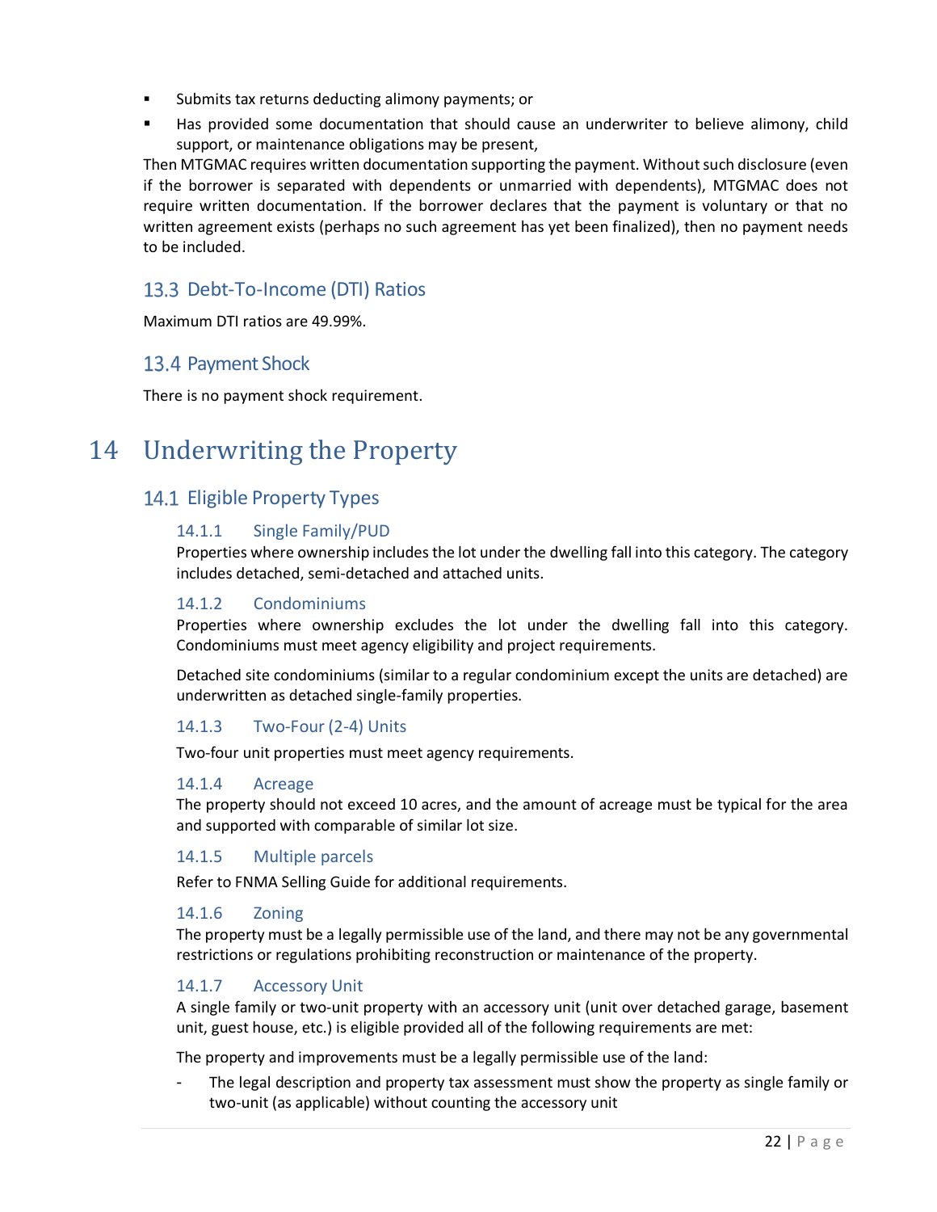- Submits tax returns deducting alimony payments; or
- Has provided some documentation that should cause an underwriter to believe alimony, child support, or maintenance obligations may be present,

Then MTGMAC requires written documentation supporting the payment. Without such disclosure (even if the borrower is separated with dependents or unmarried with dependents), MTGMAC does not require written documentation. If the borrower declares that the payment is voluntary or that no written agreement exists (perhaps no such agreement has yet been finalized), then no payment needs to be included.

## 13.3 Debt-To-Income (DTI) Ratios

Maximum DTI ratios are 49.99%.

## 13.4 Payment Shock

There is no payment shock requirement.

# 14 Underwriting the Property

## 14.1 Eligible Property Types

### 14.1.1 Single Family/PUD

Properties where ownership includes the lot under the dwelling fall into this category. The category includes detached, semi-detached and attached units.

### 14.1.2 Condominiums

Properties where ownership excludes the lot under the dwelling fall into this category. Condominiums must meet agency eligibility and project requirements.

Detached site condominiums (similar to a regular condominium except the units are detached) are underwritten as detached single-family properties.

### 14.1.3 Two-Four (2-4) Units

Two-four unit properties must meet agency requirements.

### 14.1.4 Acreage

The property should not exceed 10 acres, and the amount of acreage must be typical for the area and supported with comparable of similar lot size.

### 14.1.5 Multiple parcels

Refer to FNMA Selling Guide for additional requirements.

### 14.1.6 Zoning

The property must be a legally permissible use of the land, and there may not be any governmental restrictions or regulations prohibiting reconstruction or maintenance of the property.

### 14.1.7 Accessory Unit

A single family or two-unit property with an accessory unit (unit over detached garage, basement unit, guest house, etc.) is eligible provided all of the following requirements are met:

The property and improvements must be a legally permissible use of the land:

- The legal description and property tax assessment must show the property as single family or two-unit (as applicable) without counting the accessory unit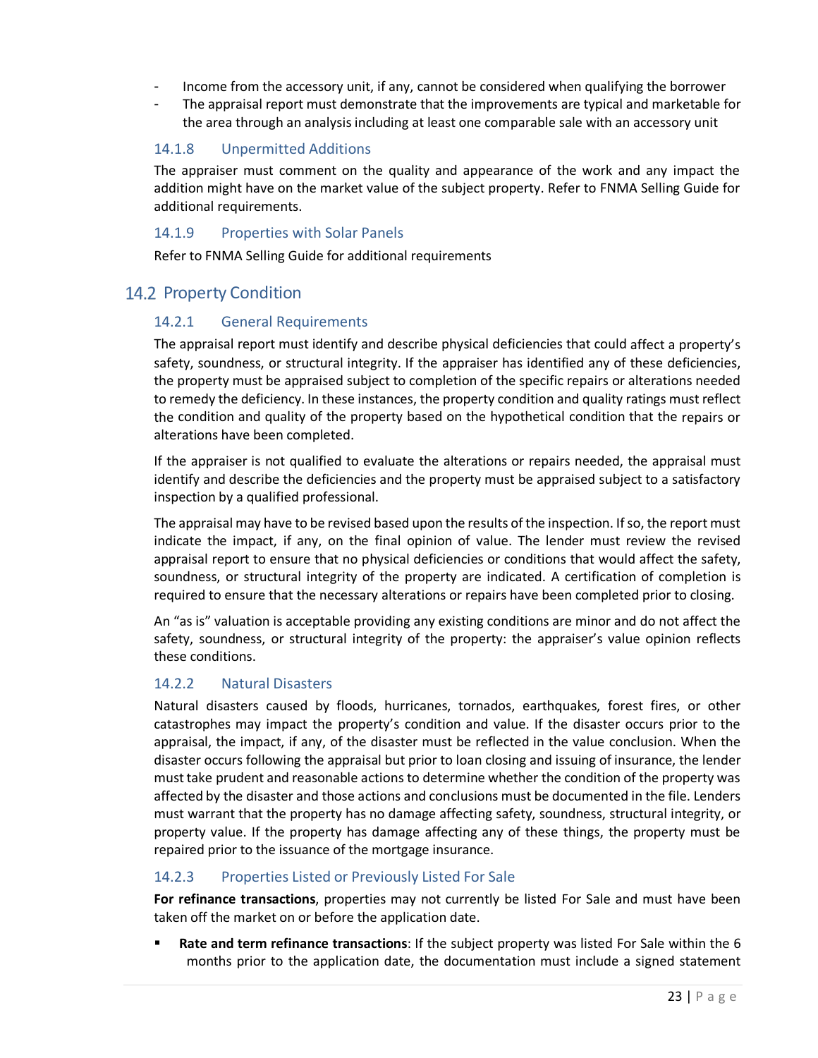- Income from the accessory unit, if any, cannot be considered when qualifying the borrower
- The appraisal report must demonstrate that the improvements are typical and marketable for the area through an analysis including at least one comparable sale with an accessory unit

### 14.1.8 Unpermitted Additions

The appraiser must comment on the quality and appearance of the work and any impact the addition might have on the market value of the subject property. Refer to FNMA Selling Guide for additional requirements.

### 14.1.9 Properties with Solar Panels

Refer to FNMA Selling Guide for additional requirements

## 14.2 Property Condition

### 14.2.1 General Requirements

The appraisal report must identify and describe physical deficiencies that could affect a property's safety, soundness, or structural integrity. If the appraiser has identified any of these deficiencies, the property must be appraised subject to completion of the specific repairs or alterations needed to remedy the deficiency. In these instances, the property condition and quality ratings must reflect the condition and quality of the property based on the hypothetical condition that the repairs or alterations have been completed.

If the appraiser is not qualified to evaluate the alterations or repairs needed, the appraisal must identify and describe the deficiencies and the property must be appraised subject to a satisfactory inspection by a qualified professional.

The appraisal may have to be revised based upon the results of the inspection. If so, the report must indicate the impact, if any, on the final opinion of value. The lender must review the revised appraisal report to ensure that no physical deficiencies or conditions that would affect the safety, soundness, or structural integrity of the property are indicated. A certification of completion is required to ensure that the necessary alterations or repairs have been completed prior to closing.

An "as is" valuation is acceptable providing any existing conditions are minor and do not affect the safety, soundness, or structural integrity of the property: the appraiser's value opinion reflects these conditions.

### 14.2.2 Natural Disasters

Natural disasters caused by floods, hurricanes, tornados, earthquakes, forest fires, or other catastrophes may impact the property's condition and value. If the disaster occurs prior to the appraisal, the impact, if any, of the disaster must be reflected in the value conclusion. When the disaster occurs following the appraisal but prior to loan closing and issuing of insurance, the lender must take prudent and reasonable actions to determine whether the condition of the property was affected by the disaster and those actions and conclusions must be documented in the file. Lenders must warrant that the property has no damage affecting safety, soundness, structural integrity, or property value. If the property has damage affecting any of these things, the property must be repaired prior to the issuance of the mortgage insurance.

### 14.2.3 Properties Listed or Previously Listed For Sale

**For refinance transactions**, properties may not currently be listed For Sale and must have been taken off the market on or before the application date.

- **Rate and term refinance transactions**: If the subject property was listed For Sale within the 6 months prior to the application date, the documentation must include a signed statement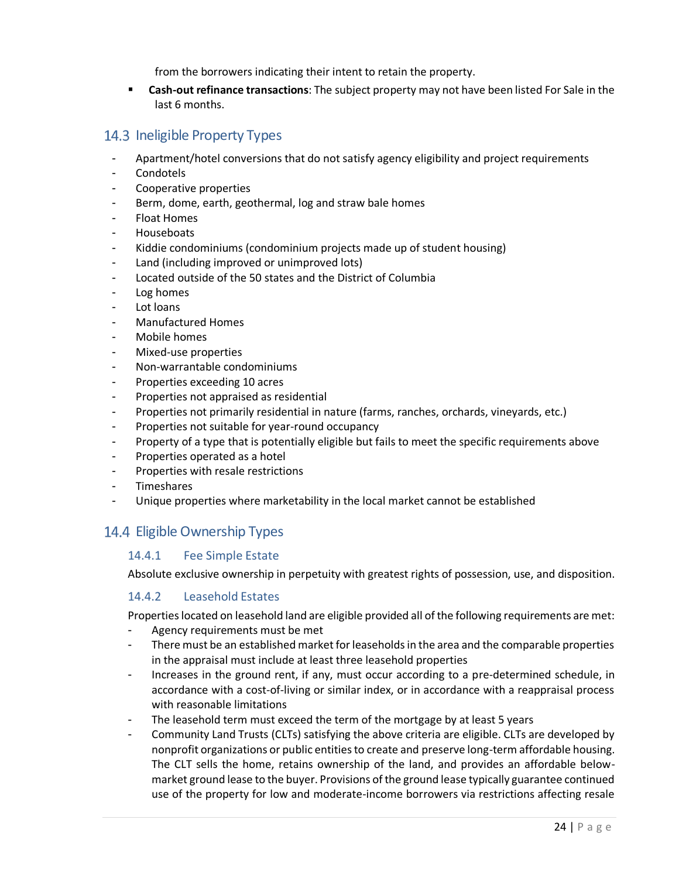from the borrowers indicating their intent to retain the property.

- **Cash-out refinance transactions**: The subject property may not have been listed For Sale in the last 6 months.

## 14.3 Ineligible Property Types

- Apartment/hotel conversions that do not satisfy agency eligibility and project requirements
- Condotels
- Cooperative properties
- Berm, dome, earth, geothermal, log and straw bale homes
- Float Homes
- Houseboats
- Kiddie condominiums (condominium projects made up of student housing)
- Land (including improved or unimproved lots)
- Located outside of the 50 states and the District of Columbia
- Log homes
- Lot loans
- Manufactured Homes
- Mobile homes
- Mixed-use properties
- Non-warrantable condominiums
- Properties exceeding 10 acres
- Properties not appraised as residential
- Properties not primarily residential in nature (farms, ranches, orchards, vineyards, etc.)
- Properties not suitable for year-round occupancy
- Property of a type that is potentially eligible but fails to meet the specific requirements above
- Properties operated as a hotel
- Properties with resale restrictions
- Timeshares
- Unique properties where marketability in the local market cannot be established

## 14.4 Eligible Ownership Types

### 14.4.1 Fee Simple Estate

Absolute exclusive ownership in perpetuity with greatest rights of possession, use, and disposition.

### 14.4.2 Leasehold Estates

Properties located on leasehold land are eligible provided all of the following requirements are met:

- Agency requirements must be met
- There must be an established market for leaseholds in the area and the comparable properties in the appraisal must include at least three leasehold properties
- Increases in the ground rent, if any, must occur according to a pre-determined schedule, in accordance with a cost-of-living or similar index, or in accordance with a reappraisal process with reasonable limitations
- The leasehold term must exceed the term of the mortgage by at least 5 years
- Community Land Trusts (CLTs) satisfying the above criteria are eligible. CLTs are developed by nonprofit organizations or public entities to create and preserve long-term affordable housing. The CLT sells the home, retains ownership of the land, and provides an affordable below-market ground lease to the buyer. Provisions of the ground lease typically guarantee continued use of the property for low and moderate-income borrowers via restrictions affecting resale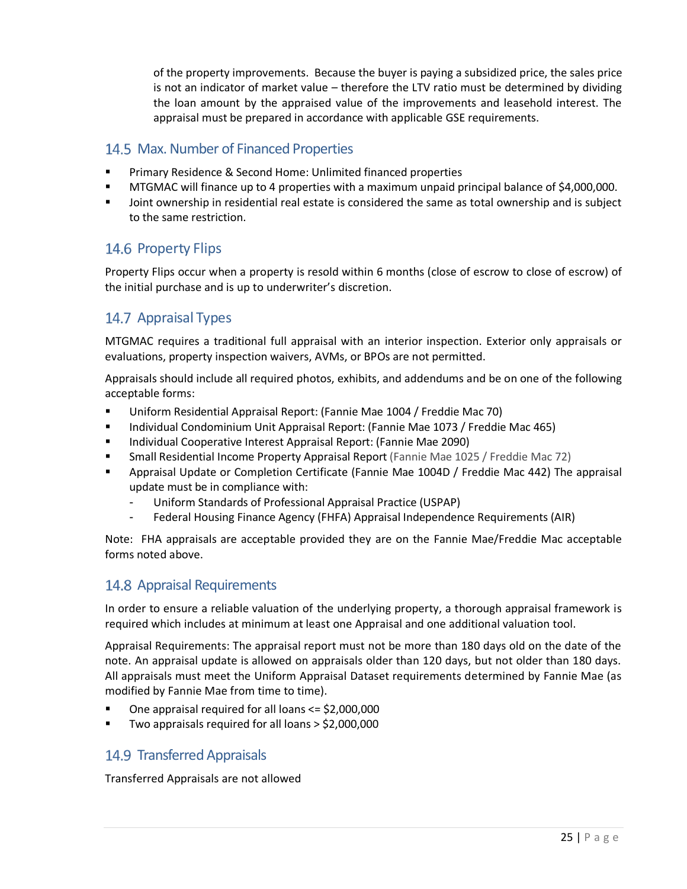of the property improvements. Because the buyer is paying a subsidized price, the sales price is not an indicator of market value – therefore the LTV ratio must be determined by dividing the loan amount by the appraised value of the improvements and leasehold interest. The appraisal must be prepared in accordance with applicable GSE requirements.

## 14.5 Max. Number of Financed Properties

- Primary Residence & Second Home: Unlimited financed properties
- MTGMAC will finance up to 4 properties with a maximum unpaid principal balance of $4,000,000.
- Joint ownership in residential real estate is considered the same as total ownership and is subject to the same restriction.

## 14.6 Property Flips

Property Flips occur when a property is resold within 6 months (close of escrow to close of escrow) of the initial purchase and is up to underwriter's discretion.

## 14.7 Appraisal Types

MTGMAC requires a traditional full appraisal with an interior inspection. Exterior only appraisals or evaluations, property inspection waivers, AVMs, or BPOs are not permitted.

Appraisals should include all required photos, exhibits, and addendums and be on one of the following acceptable forms:

- Uniform Residential Appraisal Report: (Fannie Mae 1004 / Freddie Mac 70)
- Individual Condominium Unit Appraisal Report: (Fannie Mae 1073 / Freddie Mac 465)
- Individual Cooperative Interest Appraisal Report: (Fannie Mae 2090)
- Small Residential Income Property Appraisal Report (Fannie Mae 1025 / Freddie Mac 72)
- Appraisal Update or Completion Certificate (Fannie Mae 1004D / Freddie Mac 442) The appraisal update must be in compliance with:
  - Uniform Standards of Professional Appraisal Practice (USPAP)
  - Federal Housing Finance Agency (FHFA) Appraisal Independence Requirements (AIR)

Note: FHA appraisals are acceptable provided they are on the Fannie Mae/Freddie Mac acceptable forms noted above.

## 14.8 Appraisal Requirements

In order to ensure a reliable valuation of the underlying property, a thorough appraisal framework is required which includes at minimum at least one Appraisal and one additional valuation tool.

Appraisal Requirements: The appraisal report must not be more than 180 days old on the date of the note. An appraisal update is allowed on appraisals older than 120 days, but not older than 180 days. All appraisals must meet the Uniform Appraisal Dataset requirements determined by Fannie Mae (as modified by Fannie Mae from time to time).

- One appraisal required for all loans <= $2,000,000
- Two appraisals required for all loans > $2,000,000

## 14.9 Transferred Appraisals

Transferred Appraisals are not allowed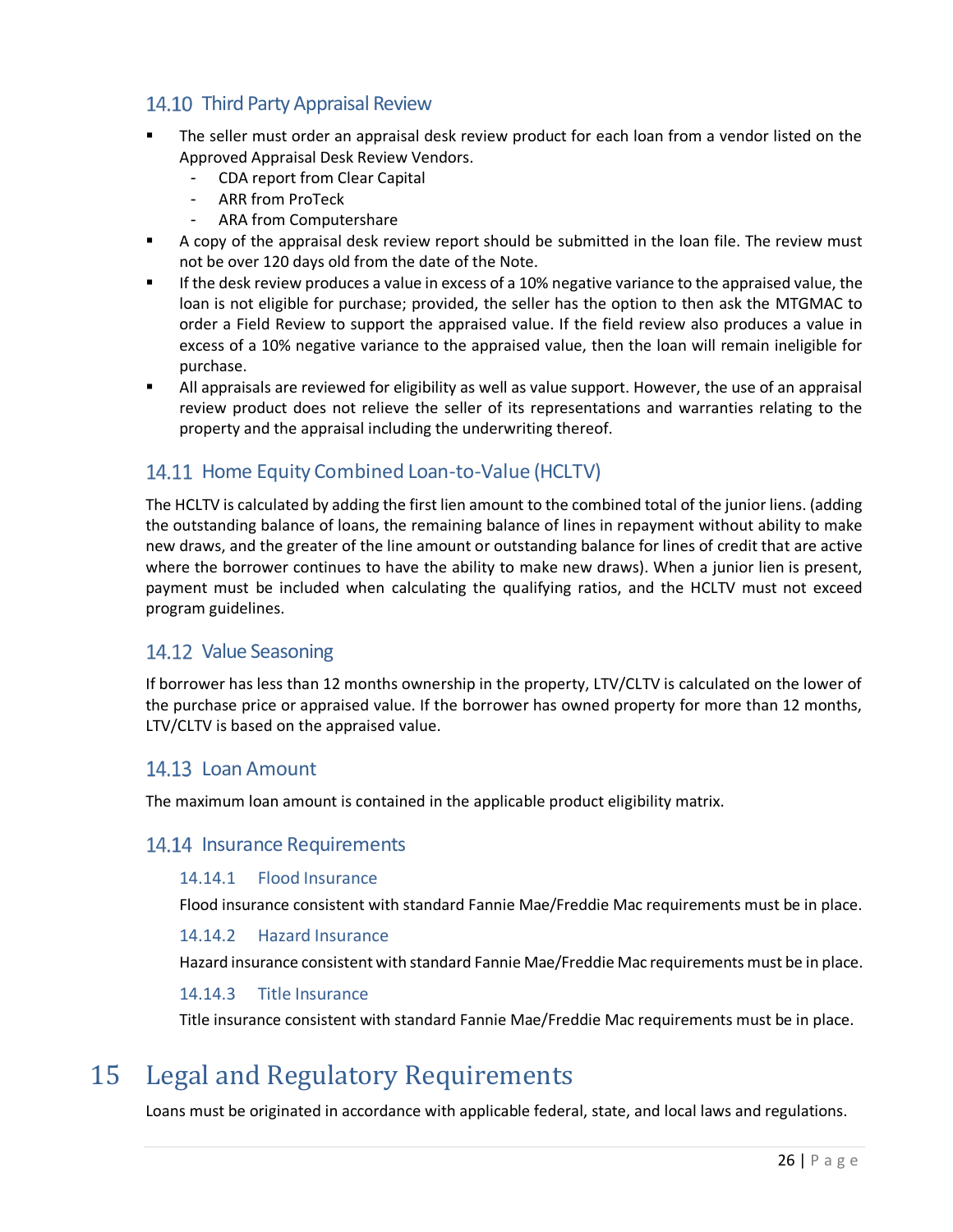## 14.10 Third Party Appraisal Review

- The seller must order an appraisal desk review product for each loan from a vendor listed on the Approved Appraisal Desk Review Vendors.
  - CDA report from Clear Capital
  - ARR from ProTeck
  - ARA from Computershare
- A copy of the appraisal desk review report should be submitted in the loan file. The review must not be over 120 days old from the date of the Note.
- If the desk review produces a value in excess of a 10% negative variance to the appraised value, the loan is not eligible for purchase; provided, the seller has the option to then ask the MTGMAC to order a Field Review to support the appraised value. If the field review also produces a value in excess of a 10% negative variance to the appraised value, then the loan will remain ineligible for purchase.
- All appraisals are reviewed for eligibility as well as value support. However, the use of an appraisal review product does not relieve the seller of its representations and warranties relating to the property and the appraisal including the underwriting thereof.

## 14.11 Home Equity Combined Loan-to-Value (HCLTV)

The HCLTV is calculated by adding the first lien amount to the combined total of the junior liens. (adding the outstanding balance of loans, the remaining balance of lines in repayment without ability to make new draws, and the greater of the line amount or outstanding balance for lines of credit that are active where the borrower continues to have the ability to make new draws). When a junior lien is present, payment must be included when calculating the qualifying ratios, and the HCLTV must not exceed program guidelines.

## 14.12 Value Seasoning

If borrower has less than 12 months ownership in the property, LTV/CLTV is calculated on the lower of the purchase price or appraised value. If the borrower has owned property for more than 12 months, LTV/CLTV is based on the appraised value.

## 14.13 Loan Amount

The maximum loan amount is contained in the applicable product eligibility matrix.

## 14.14 Insurance Requirements

### 14.14.1 Flood Insurance

Flood insurance consistent with standard Fannie Mae/Freddie Mac requirements must be in place.

### 14.14.2 Hazard Insurance

Hazard insurance consistent with standard Fannie Mae/Freddie Mac requirements must be in place.

### 14.14.3 Title Insurance

Title insurance consistent with standard Fannie Mae/Freddie Mac requirements must be in place.

# 15 Legal and Regulatory Requirements

Loans must be originated in accordance with applicable federal, state, and local laws and regulations.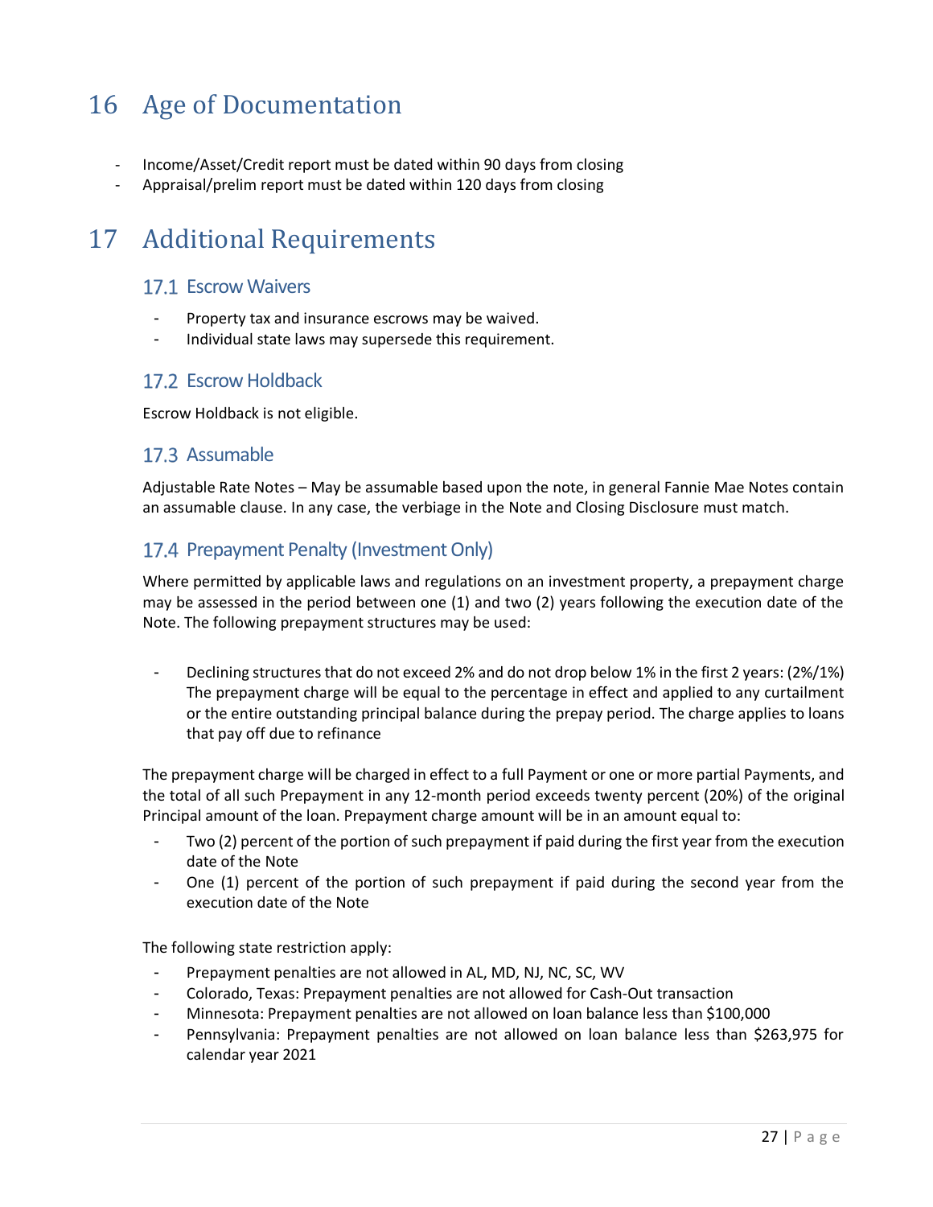# 16 Age of Documentation

- Income/Asset/Credit report must be dated within 90 days from closing
- Appraisal/prelim report must be dated within 120 days from closing

# 17 Additional Requirements

## 17.1 Escrow Waivers

- Property tax and insurance escrows may be waived.
- Individual state laws may supersede this requirement.

## 17.2 Escrow Holdback

Escrow Holdback is not eligible.

## 17.3 Assumable

Adjustable Rate Notes – May be assumable based upon the note, in general Fannie Mae Notes contain an assumable clause. In any case, the verbiage in the Note and Closing Disclosure must match.

## 17.4 Prepayment Penalty (Investment Only)

Where permitted by applicable laws and regulations on an investment property, a prepayment charge may be assessed in the period between one (1) and two (2) years following the execution date of the Note. The following prepayment structures may be used:

- Declining structures that do not exceed 2% and do not drop below 1% in the first 2 years: (2%/1%) The prepayment charge will be equal to the percentage in effect and applied to any curtailment or the entire outstanding principal balance during the prepay period. The charge applies to loans that pay off due to refinance

The prepayment charge will be charged in effect to a full Payment or one or more partial Payments, and the total of all such Prepayment in any 12-month period exceeds twenty percent (20%) of the original Principal amount of the loan. Prepayment charge amount will be in an amount equal to:

- Two (2) percent of the portion of such prepayment if paid during the first year from the execution date of the Note
- One (1) percent of the portion of such prepayment if paid during the second year from the execution date of the Note

The following state restriction apply:

- Prepayment penalties are not allowed in AL, MD, NJ, NC, SC, WV
- Colorado, Texas: Prepayment penalties are not allowed for Cash-Out transaction
- Minnesota: Prepayment penalties are not allowed on loan balance less than $100,000
- Pennsylvania: Prepayment penalties are not allowed on loan balance less than $263,975 for calendar year 2021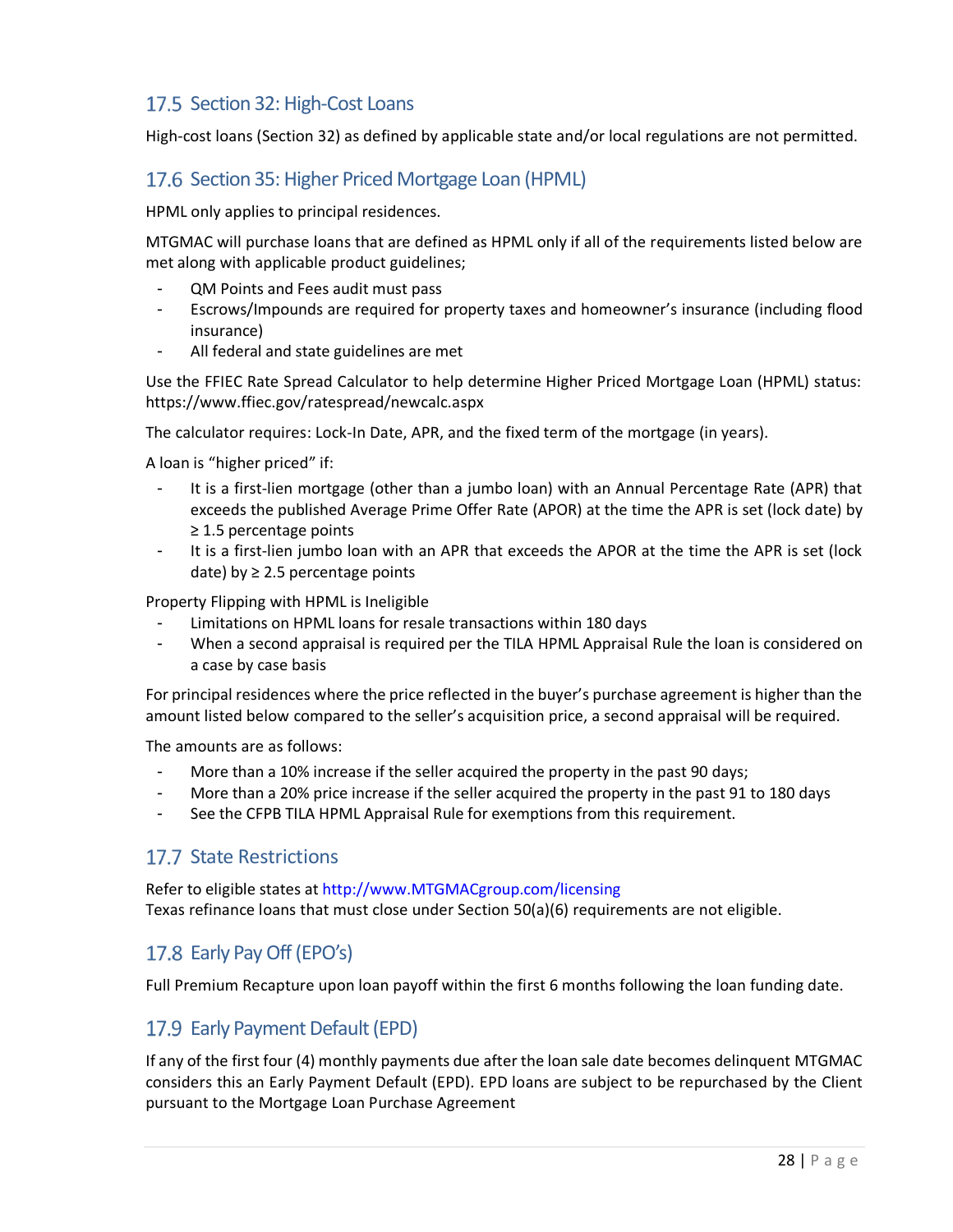## 17.5 Section 32: High-Cost Loans

High-cost loans (Section 32) as defined by applicable state and/or local regulations are not permitted.

## 17.6 Section 35: Higher Priced Mortgage Loan (HPML)

HPML only applies to principal residences.

MTGMAC will purchase loans that are defined as HPML only if all of the requirements listed below are met along with applicable product guidelines;

- QM Points and Fees audit must pass
- Escrows/Impounds are required for property taxes and homeowner's insurance (including flood insurance)
- All federal and state guidelines are met

Use the FFIEC Rate Spread Calculator to help determine Higher Priced Mortgage Loan (HPML) status: https://www.ffiec.gov/ratespread/newcalc.aspx

The calculator requires: Lock-In Date, APR, and the fixed term of the mortgage (in years).

A loan is "higher priced" if:

- It is a first-lien mortgage (other than a jumbo loan) with an Annual Percentage Rate (APR) that exceeds the published Average Prime Offer Rate (APOR) at the time the APR is set (lock date) by ≥ 1.5 percentage points
- It is a first-lien jumbo loan with an APR that exceeds the APOR at the time the APR is set (lock date) by ≥ 2.5 percentage points

Property Flipping with HPML is Ineligible

- Limitations on HPML loans for resale transactions within 180 days
- When a second appraisal is required per the TILA HPML Appraisal Rule the loan is considered on a case by case basis

For principal residences where the price reflected in the buyer's purchase agreement is higher than the amount listed below compared to the seller's acquisition price, a second appraisal will be required.

The amounts are as follows:

- More than a 10% increase if the seller acquired the property in the past 90 days;
- More than a 20% price increase if the seller acquired the property in the past 91 to 180 days
- See the CFPB TILA HPML Appraisal Rule for exemptions from this requirement.

## 17.7 State Restrictions

Refer to eligible states at http://www.MTGMACgroup.com/licensing
Texas refinance loans that must close under Section 50(a)(6) requirements are not eligible.

## 17.8 Early Pay Off (EPO's)

Full Premium Recapture upon loan payoff within the first 6 months following the loan funding date.

## 17.9 Early Payment Default (EPD)

If any of the first four (4) monthly payments due after the loan sale date becomes delinquent MTGMAC considers this an Early Payment Default (EPD). EPD loans are subject to be repurchased by the Client pursuant to the Mortgage Loan Purchase Agreement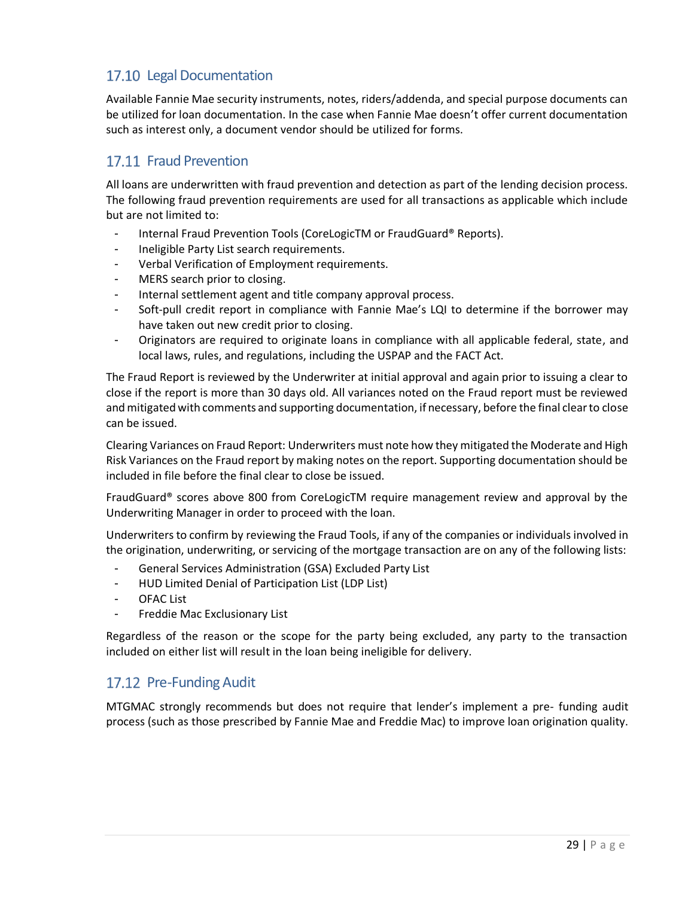## 17.10 Legal Documentation

Available Fannie Mae security instruments, notes, riders/addenda, and special purpose documents can be utilized for loan documentation. In the case when Fannie Mae doesn't offer current documentation such as interest only, a document vendor should be utilized for forms.

## 17.11 Fraud Prevention

All loans are underwritten with fraud prevention and detection as part of the lending decision process. The following fraud prevention requirements are used for all transactions as applicable which include but are not limited to:

- Internal Fraud Prevention Tools (CoreLogicTM or FraudGuard® Reports).
- Ineligible Party List search requirements.
- Verbal Verification of Employment requirements.
- MERS search prior to closing.
- Internal settlement agent and title company approval process.
- Soft-pull credit report in compliance with Fannie Mae's LQI to determine if the borrower may have taken out new credit prior to closing.
- Originators are required to originate loans in compliance with all applicable federal, state, and local laws, rules, and regulations, including the USPAP and the FACT Act.

The Fraud Report is reviewed by the Underwriter at initial approval and again prior to issuing a clear to close if the report is more than 30 days old. All variances noted on the Fraud report must be reviewed and mitigated with comments and supporting documentation, if necessary, before the final clear to close can be issued.

Clearing Variances on Fraud Report: Underwriters must note how they mitigated the Moderate and High Risk Variances on the Fraud report by making notes on the report. Supporting documentation should be included in file before the final clear to close be issued.

FraudGuard® scores above 800 from CoreLogicTM require management review and approval by the Underwriting Manager in order to proceed with the loan.

Underwriters to confirm by reviewing the Fraud Tools, if any of the companies or individuals involved in the origination, underwriting, or servicing of the mortgage transaction are on any of the following lists:

- General Services Administration (GSA) Excluded Party List
- HUD Limited Denial of Participation List (LDP List)
- OFAC List
- Freddie Mac Exclusionary List

Regardless of the reason or the scope for the party being excluded, any party to the transaction included on either list will result in the loan being ineligible for delivery.

## 17.12 Pre-Funding Audit

MTGMAC strongly recommends but does not require that lender's implement a pre- funding audit process (such as those prescribed by Fannie Mae and Freddie Mac) to improve loan origination quality.